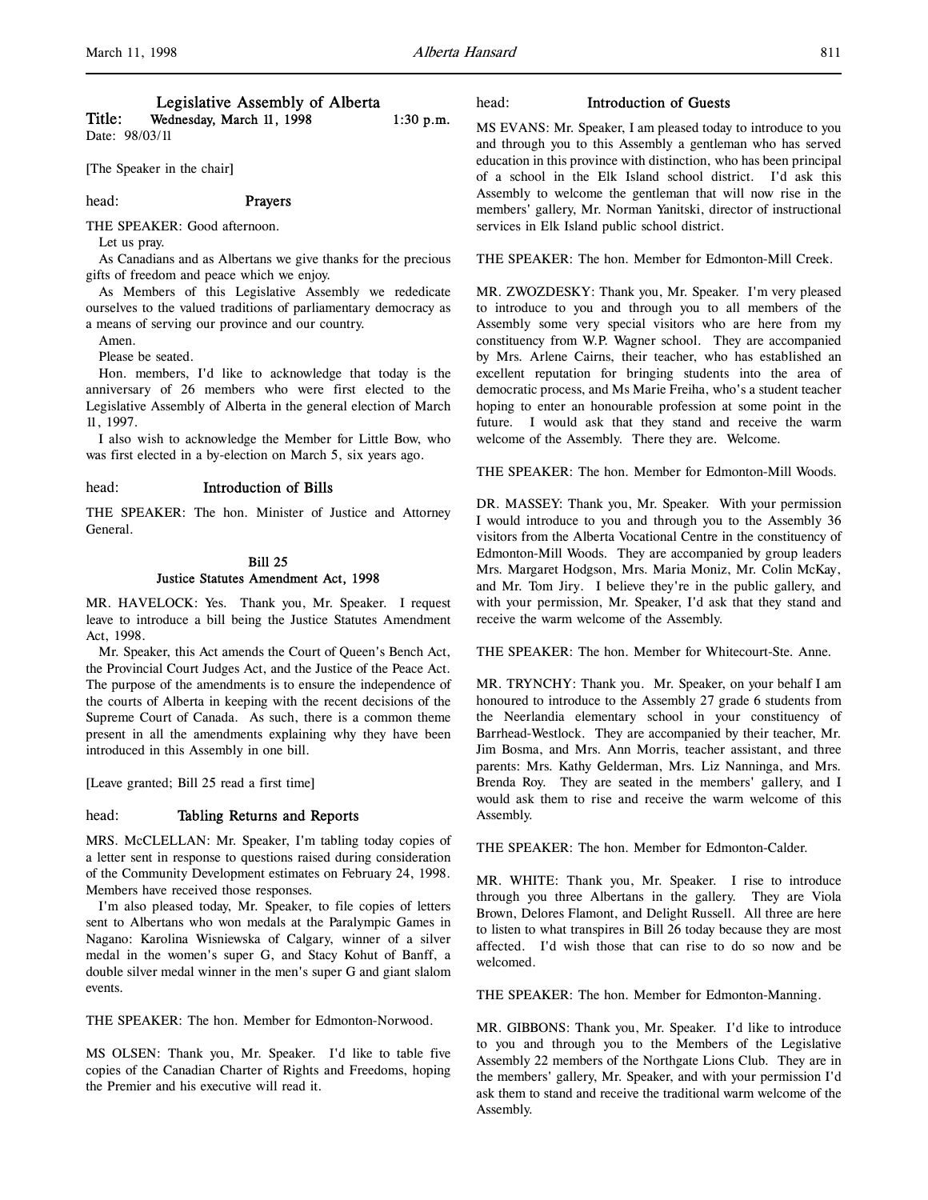# Legislative Assembly of Alberta

**Title: Wednesday, March 11, 1998 1:30 p.m.**

Date: 98/03/11

[The Speaker in the chair]

head: **Prayers**

THE SPEAKER: Good afternoon.

Let us pray.

As Canadians and as Albertans we give thanks for the precious gifts of freedom and peace which we enjoy.

As Members of this Legislative Assembly we rededicate ourselves to the valued traditions of parliamentary democracy as a means of serving our province and our country.

Amen.

Please be seated.

Hon. members, I'd like to acknowledge that today is the anniversary of 26 members who were first elected to the Legislative Assembly of Alberta in the general election of March 11, 1997.

I also wish to acknowledge the Member for Little Bow, who was first elected in a by-election on March 5, six years ago.

head: **Introduction of Bills**

THE SPEAKER: The hon. Minister of Justice and Attorney General.

### Bill 25
### Justice Statutes Amendment Act, 1998

MR. HAVELOCK: Yes. Thank you, Mr. Speaker. I request leave to introduce a bill being the Justice Statutes Amendment Act, 1998.

Mr. Speaker, this Act amends the Court of Queen's Bench Act, the Provincial Court Judges Act, and the Justice of the Peace Act. The purpose of the amendments is to ensure the independence of the courts of Alberta in keeping with the recent decisions of the Supreme Court of Canada. As such, there is a common theme present in all the amendments explaining why they have been introduced in this Assembly in one bill.

[Leave granted; Bill 25 read a first time]

head: **Tabling Returns and Reports**

MRS. McCLELLAN: Mr. Speaker, I'm tabling today copies of a letter sent in response to questions raised during consideration of the Community Development estimates on February 24, 1998. Members have received those responses.

I'm also pleased today, Mr. Speaker, to file copies of letters sent to Albertans who won medals at the Paralympic Games in Nagano: Karolina Wisniewska of Calgary, winner of a silver medal in the women's super G, and Stacy Kohut of Banff, a double silver medal winner in the men's super G and giant slalom events.

THE SPEAKER: The hon. Member for Edmonton-Norwood.

MS OLSEN: Thank you, Mr. Speaker. I'd like to table five copies of the Canadian Charter of Rights and Freedoms, hoping the Premier and his executive will read it.

head: **Introduction of Guests**

MS EVANS: Mr. Speaker, I am pleased today to introduce to you and through you to this Assembly a gentleman who has served education in this province with distinction, who has been principal of a school in the Elk Island school district. I'd ask this Assembly to welcome the gentleman that will now rise in the members' gallery, Mr. Norman Yanitski, director of instructional services in Elk Island public school district.

THE SPEAKER: The hon. Member for Edmonton-Mill Creek.

MR. ZWOZDESKY: Thank you, Mr. Speaker. I'm very pleased to introduce to you and through you to all members of the Assembly some very special visitors who are here from my constituency from W.P. Wagner school. They are accompanied by Mrs. Arlene Cairns, their teacher, who has established an excellent reputation for bringing students into the area of democratic process, and Ms Marie Freiha, who's a student teacher hoping to enter an honourable profession at some point in the future. I would ask that they stand and receive the warm welcome of the Assembly. There they are. Welcome.

THE SPEAKER: The hon. Member for Edmonton-Mill Woods.

DR. MASSEY: Thank you, Mr. Speaker. With your permission I would introduce to you and through you to the Assembly 36 visitors from the Alberta Vocational Centre in the constituency of Edmonton-Mill Woods. They are accompanied by group leaders Mrs. Margaret Hodgson, Mrs. Maria Moniz, Mr. Colin McKay, and Mr. Tom Jiry. I believe they're in the public gallery, and with your permission, Mr. Speaker, I'd ask that they stand and receive the warm welcome of the Assembly.

THE SPEAKER: The hon. Member for Whitecourt-Ste. Anne.

MR. TRYNCHY: Thank you. Mr. Speaker, on your behalf I am honoured to introduce to the Assembly 27 grade 6 students from the Neerlandia elementary school in your constituency of Barrhead-Westlock. They are accompanied by their teacher, Mr. Jim Bosma, and Mrs. Ann Morris, teacher assistant, and three parents: Mrs. Kathy Gelderman, Mrs. Liz Nanninga, and Mrs. Brenda Roy. They are seated in the members' gallery, and I would ask them to rise and receive the warm welcome of this Assembly.

THE SPEAKER: The hon. Member for Edmonton-Calder.

MR. WHITE: Thank you, Mr. Speaker. I rise to introduce through you three Albertans in the gallery. They are Viola Brown, Delores Flamont, and Delight Russell. All three are here to listen to what transpires in Bill 26 today because they are most affected. I'd wish those that can rise to do so now and be welcomed.

THE SPEAKER: The hon. Member for Edmonton-Manning.

MR. GIBBONS: Thank you, Mr. Speaker. I'd like to introduce to you and through you to the Members of the Legislative Assembly 22 members of the Northgate Lions Club. They are in the members' gallery, Mr. Speaker, and with your permission I'd ask them to stand and receive the traditional warm welcome of the Assembly.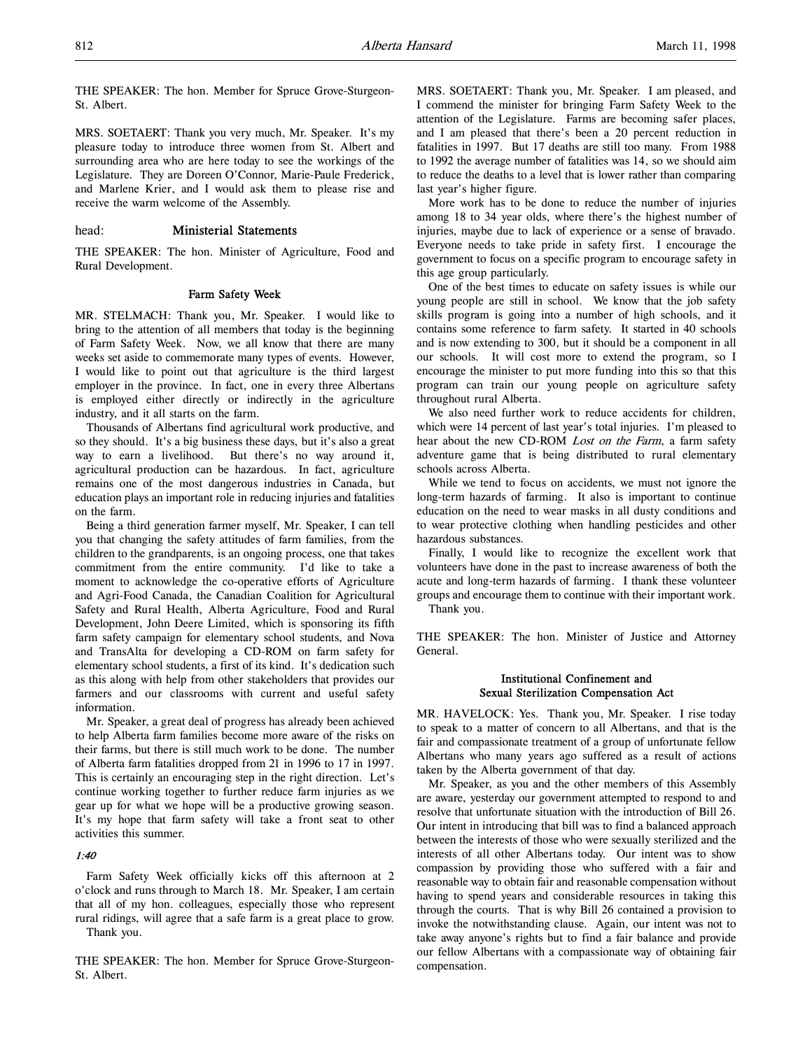THE SPEAKER: The hon. Member for Spruce Grove-Sturgeon-St. Albert.

MRS. SOETAERT: Thank you very much, Mr. Speaker. It's my pleasure today to introduce three women from St. Albert and surrounding area who are here today to see the workings of the Legislature. They are Doreen O'Connor, Marie-Paule Frederick, and Marlene Krier, and I would ask them to please rise and receive the warm welcome of the Assembly.

head: **Ministerial Statements**

THE SPEAKER: The hon. Minister of Agriculture, Food and Rural Development.

### Farm Safety Week

MR. STELMACH: Thank you, Mr. Speaker. I would like to bring to the attention of all members that today is the beginning of Farm Safety Week. Now, we all know that there are many weeks set aside to commemorate many types of events. However, I would like to point out that agriculture is the third largest employer in the province. In fact, one in every three Albertans is employed either directly or indirectly in the agriculture industry, and it all starts on the farm.

Thousands of Albertans find agricultural work productive, and so they should. It's a big business these days, but it's also a great way to earn a livelihood. But there's no way around it, agricultural production can be hazardous. In fact, agriculture remains one of the most dangerous industries in Canada, but education plays an important role in reducing injuries and fatalities on the farm.

Being a third generation farmer myself, Mr. Speaker, I can tell you that changing the safety attitudes of farm families, from the children to the grandparents, is an ongoing process, one that takes commitment from the entire community. I'd like to take a moment to acknowledge the co-operative efforts of Agriculture and Agri-Food Canada, the Canadian Coalition for Agricultural Safety and Rural Health, Alberta Agriculture, Food and Rural Development, John Deere Limited, which is sponsoring its fifth farm safety campaign for elementary school students, and Nova and TransAlta for developing a CD-ROM on farm safety for elementary school students, a first of its kind. It's dedication such as this along with help from other stakeholders that provides our farmers and our classrooms with current and useful safety information.

Mr. Speaker, a great deal of progress has already been achieved to help Alberta farm families become more aware of the risks on their farms, but there is still much work to be done. The number of Alberta farm fatalities dropped from 21 in 1996 to 17 in 1997. This is certainly an encouraging step in the right direction. Let's continue working together to further reduce farm injuries as we gear up for what we hope will be a productive growing season. It's my hope that farm safety will take a front seat to other activities this summer.

*1:40*

Farm Safety Week officially kicks off this afternoon at 2 o'clock and runs through to March 18. Mr. Speaker, I am certain that all of my hon. colleagues, especially those who represent rural ridings, will agree that a safe farm is a great place to grow.

Thank you.

THE SPEAKER: The hon. Member for Spruce Grove-Sturgeon-St. Albert.

MRS. SOETAERT: Thank you, Mr. Speaker. I am pleased, and I commend the minister for bringing Farm Safety Week to the attention of the Legislature. Farms are becoming safer places, and I am pleased that there's been a 20 percent reduction in fatalities in 1997. But 17 deaths are still too many. From 1988 to 1992 the average number of fatalities was 14, so we should aim to reduce the deaths to a level that is lower rather than comparing last year's higher figure.

More work has to be done to reduce the number of injuries among 18 to 34 year olds, where there's the highest number of injuries, maybe due to lack of experience or a sense of bravado. Everyone needs to take pride in safety first. I encourage the government to focus on a specific program to encourage safety in this age group particularly.

One of the best times to educate on safety issues is while our young people are still in school. We know that the job safety skills program is going into a number of high schools, and it contains some reference to farm safety. It started in 40 schools and is now extending to 300, but it should be a component in all our schools. It will cost more to extend the program, so I encourage the minister to put more funding into this so that this program can train our young people on agriculture safety throughout rural Alberta.

We also need further work to reduce accidents for children, which were 14 percent of last year's total injuries. I'm pleased to hear about the new CD-ROM *Lost on the Farm*, a farm safety adventure game that is being distributed to rural elementary schools across Alberta.

While we tend to focus on accidents, we must not ignore the long-term hazards of farming. It also is important to continue education on the need to wear masks in all dusty conditions and to wear protective clothing when handling pesticides and other hazardous substances.

Finally, I would like to recognize the excellent work that volunteers have done in the past to increase awareness of both the acute and long-term hazards of farming. I thank these volunteer groups and encourage them to continue with their important work.

Thank you.

THE SPEAKER: The hon. Minister of Justice and Attorney General.

### Institutional Confinement and Sexual Sterilization Compensation Act

MR. HAVELOCK: Yes. Thank you, Mr. Speaker. I rise today to speak to a matter of concern to all Albertans, and that is the fair and compassionate treatment of a group of unfortunate fellow Albertans who many years ago suffered as a result of actions taken by the Alberta government of that day.

Mr. Speaker, as you and the other members of this Assembly are aware, yesterday our government attempted to respond to and resolve that unfortunate situation with the introduction of Bill 26. Our intent in introducing that bill was to find a balanced approach between the interests of those who were sexually sterilized and the interests of all other Albertans today. Our intent was to show compassion by providing those who suffered with a fair and reasonable way to obtain fair and reasonable compensation without having to spend years and considerable resources in taking this through the courts. That is why Bill 26 contained a provision to invoke the notwithstanding clause. Again, our intent was not to take away anyone's rights but to find a fair balance and provide our fellow Albertans with a compassionate way of obtaining fair compensation.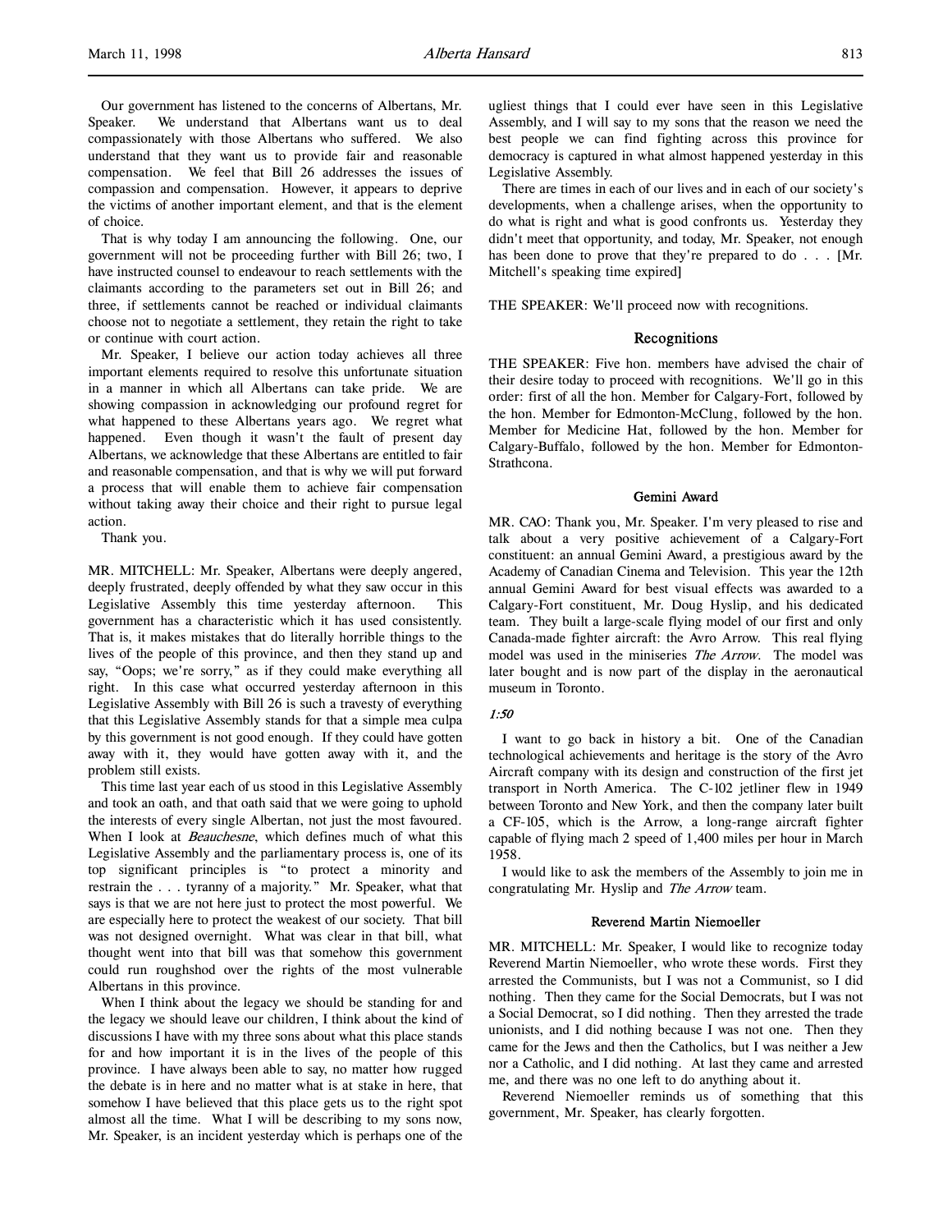Our government has listened to the concerns of Albertans, Mr. Speaker. We understand that Albertans want us to deal compassionately with those Albertans who suffered. We also understand that they want us to provide fair and reasonable compensation. We feel that Bill 26 addresses the issues of compassion and compensation. However, it appears to deprive the victims of another important element, and that is the element of choice.

That is why today I am announcing the following. One, our government will not be proceeding further with Bill 26; two, I have instructed counsel to endeavour to reach settlements with the claimants according to the parameters set out in Bill 26; and three, if settlements cannot be reached or individual claimants choose not to negotiate a settlement, they retain the right to take or continue with court action.

Mr. Speaker, I believe our action today achieves all three important elements required to resolve this unfortunate situation in a manner in which all Albertans can take pride. We are showing compassion in acknowledging our profound regret for what happened to these Albertans years ago. We regret what happened. Even though it wasn't the fault of present day Albertans, we acknowledge that these Albertans are entitled to fair and reasonable compensation, and that is why we will put forward a process that will enable them to achieve fair compensation without taking away their choice and their right to pursue legal action.

Thank you.

MR. MITCHELL: Mr. Speaker, Albertans were deeply angered, deeply frustrated, deeply offended by what they saw occur in this Legislative Assembly this time yesterday afternoon. This government has a characteristic which it has used consistently. That is, it makes mistakes that do literally horrible things to the lives of the people of this province, and then they stand up and say, "Oops; we're sorry," as if they could make everything all right. In this case what occurred yesterday afternoon in this Legislative Assembly with Bill 26 is such a travesty of everything that this Legislative Assembly stands for that a simple mea culpa by this government is not good enough. If they could have gotten away with it, they would have gotten away with it, and the problem still exists.

This time last year each of us stood in this Legislative Assembly and took an oath, and that oath said that we were going to uphold the interests of every single Albertan, not just the most favoured. When I look at *Beauchesne*, which defines much of what this Legislative Assembly and the parliamentary process is, one of its top significant principles is "to protect a minority and restrain the . . . tyranny of a majority." Mr. Speaker, what that says is that we are not here just to protect the most powerful. We are especially here to protect the weakest of our society. That bill was not designed overnight. What was clear in that bill, what thought went into that bill was that somehow this government could run roughshod over the rights of the most vulnerable Albertans in this province.

When I think about the legacy we should be standing for and the legacy we should leave our children, I think about the kind of discussions I have with my three sons about what this place stands for and how important it is in the lives of the people of this province. I have always been able to say, no matter how rugged the debate is in here and no matter what is at stake in here, that somehow I have believed that this place gets us to the right spot almost all the time. What I will be describing to my sons now, Mr. Speaker, is an incident yesterday which is perhaps one of the ugliest things that I could ever have seen in this Legislative Assembly, and I will say to my sons that the reason we need the best people we can find fighting across this province for democracy is captured in what almost happened yesterday in this Legislative Assembly.

There are times in each of our lives and in each of our society's developments, when a challenge arises, when the opportunity to do what is right and what is good confronts us. Yesterday they didn't meet that opportunity, and today, Mr. Speaker, not enough has been done to prove that they're prepared to do . . . [Mr. Mitchell's speaking time expired]

THE SPEAKER: We'll proceed now with recognitions.

## Recognitions

THE SPEAKER: Five hon. members have advised the chair of their desire today to proceed with recognitions. We'll go in this order: first of all the hon. Member for Calgary-Fort, followed by the hon. Member for Edmonton-McClung, followed by the hon. Member for Medicine Hat, followed by the hon. Member for Calgary-Buffalo, followed by the hon. Member for Edmonton-Strathcona.

### Gemini Award

MR. CAO: Thank you, Mr. Speaker. I'm very pleased to rise and talk about a very positive achievement of a Calgary-Fort constituent: an annual Gemini Award, a prestigious award by the Academy of Canadian Cinema and Television. This year the 12th annual Gemini Award for best visual effects was awarded to a Calgary-Fort constituent, Mr. Doug Hyslip, and his dedicated team. They built a large-scale flying model of our first and only Canada-made fighter aircraft: the Avro Arrow. This real flying model was used in the miniseries *The Arrow*. The model was later bought and is now part of the display in the aeronautical museum in Toronto.

*1:50*

I want to go back in history a bit. One of the Canadian technological achievements and heritage is the story of the Avro Aircraft company with its design and construction of the first jet transport in North America. The C-102 jetliner flew in 1949 between Toronto and New York, and then the company later built a CF-105, which is the Arrow, a long-range aircraft fighter capable of flying mach 2 speed of 1,400 miles per hour in March 1958.

I would like to ask the members of the Assembly to join me in congratulating Mr. Hyslip and *The Arrow* team.

### Reverend Martin Niemoeller

MR. MITCHELL: Mr. Speaker, I would like to recognize today Reverend Martin Niemoeller, who wrote these words. First they arrested the Communists, but I was not a Communist, so I did nothing. Then they came for the Social Democrats, but I was not a Social Democrat, so I did nothing. Then they arrested the trade unionists, and I did nothing because I was not one. Then they came for the Jews and then the Catholics, but I was neither a Jew nor a Catholic, and I did nothing. At last they came and arrested me, and there was no one left to do anything about it.

Reverend Niemoeller reminds us of something that this government, Mr. Speaker, has clearly forgotten.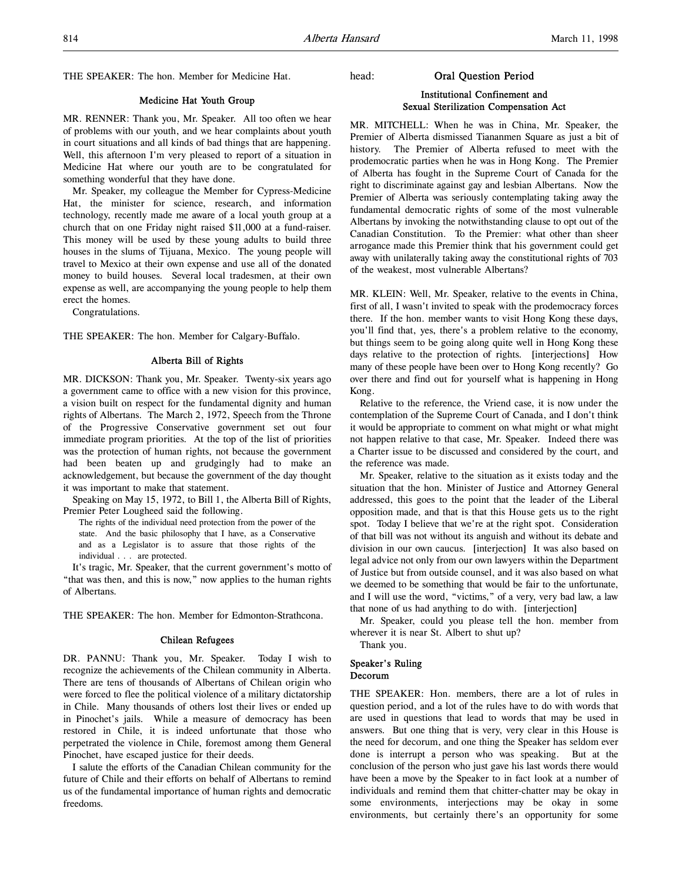THE SPEAKER: The hon. Member for Medicine Hat.

### Medicine Hat Youth Group

MR. RENNER: Thank you, Mr. Speaker. All too often we hear of problems with our youth, and we hear complaints about youth in court situations and all kinds of bad things that are happening. Well, this afternoon I'm very pleased to report of a situation in Medicine Hat where our youth are to be congratulated for something wonderful that they have done.

Mr. Speaker, my colleague the Member for Cypress-Medicine Hat, the minister for science, research, and information technology, recently made me aware of a local youth group at a church that on one Friday night raised $11,000 at a fund-raiser. This money will be used by these young adults to build three houses in the slums of Tijuana, Mexico. The young people will travel to Mexico at their own expense and use all of the donated money to build houses. Several local tradesmen, at their own expense as well, are accompanying the young people to help them erect the homes.

Congratulations.

THE SPEAKER: The hon. Member for Calgary-Buffalo.

### Alberta Bill of Rights

MR. DICKSON: Thank you, Mr. Speaker. Twenty-six years ago a government came to office with a new vision for this province, a vision built on respect for the fundamental dignity and human rights of Albertans. The March 2, 1972, Speech from the Throne of the Progressive Conservative government set out four immediate program priorities. At the top of the list of priorities was the protection of human rights, not because the government had been beaten up and grudgingly had to make an acknowledgement, but because the government of the day thought it was important to make that statement.

Speaking on May 15, 1972, to Bill 1, the Alberta Bill of Rights, Premier Peter Lougheed said the following.

> The rights of the individual need protection from the power of the state. And the basic philosophy that I have, as a Conservative and as a Legislator is to assure that those rights of the individual . . . are protected.

It's tragic, Mr. Speaker, that the current government's motto of "that was then, and this is now," now applies to the human rights of Albertans.

THE SPEAKER: The hon. Member for Edmonton-Strathcona.

### Chilean Refugees

DR. PANNU: Thank you, Mr. Speaker. Today I wish to recognize the achievements of the Chilean community in Alberta. There are tens of thousands of Albertans of Chilean origin who were forced to flee the political violence of a military dictatorship in Chile. Many thousands of others lost their lives or ended up in Pinochet's jails. While a measure of democracy has been restored in Chile, it is indeed unfortunate that those who perpetrated the violence in Chile, foremost among them General Pinochet, have escaped justice for their deeds.

I salute the efforts of the Canadian Chilean community for the future of Chile and their efforts on behalf of Albertans to remind us of the fundamental importance of human rights and democratic freedoms.

## head: Oral Question Period

### Institutional Confinement and Sexual Sterilization Compensation Act

MR. MITCHELL: When he was in China, Mr. Speaker, the Premier of Alberta dismissed Tiananmen Square as just a bit of history. The Premier of Alberta refused to meet with the prodemocratic parties when he was in Hong Kong. The Premier of Alberta has fought in the Supreme Court of Canada for the right to discriminate against gay and lesbian Albertans. Now the Premier of Alberta was seriously contemplating taking away the fundamental democratic rights of some of the most vulnerable Albertans by invoking the notwithstanding clause to opt out of the Canadian Constitution. To the Premier: what other than sheer arrogance made this Premier think that his government could get away with unilaterally taking away the constitutional rights of 703 of the weakest, most vulnerable Albertans?

MR. KLEIN: Well, Mr. Speaker, relative to the events in China, first of all, I wasn't invited to speak with the prodemocracy forces there. If the hon. member wants to visit Hong Kong these days, you'll find that, yes, there's a problem relative to the economy, but things seem to be going along quite well in Hong Kong these days relative to the protection of rights. [interjections] How many of these people have been over to Hong Kong recently? Go over there and find out for yourself what is happening in Hong Kong.

Relative to the reference, the Vriend case, it is now under the contemplation of the Supreme Court of Canada, and I don't think it would be appropriate to comment on what might or what might not happen relative to that case, Mr. Speaker. Indeed there was a Charter issue to be discussed and considered by the court, and the reference was made.

Mr. Speaker, relative to the situation as it exists today and the situation that the hon. Minister of Justice and Attorney General addressed, this goes to the point that the leader of the Liberal opposition made, and that is that this House gets us to the right spot. Today I believe that we're at the right spot. Consideration of that bill was not without its anguish and without its debate and division in our own caucus. [interjection] It was also based on legal advice not only from our own lawyers within the Department of Justice but from outside counsel, and it was also based on what we deemed to be something that would be fair to the unfortunate, and I will use the word, "victims," of a very, very bad law, a law that none of us had anything to do with. [interjection]

Mr. Speaker, could you please tell the hon. member from wherever it is near St. Albert to shut up?

Thank you.

### Speaker's Ruling Decorum

THE SPEAKER: Hon. members, there are a lot of rules in question period, and a lot of the rules have to do with words that are used in questions that lead to words that may be used in answers. But one thing that is very, very clear in this House is the need for decorum, and one thing the Speaker has seldom ever done is interrupt a person who was speaking. But at the conclusion of the person who just gave his last words there would have been a move by the Speaker to in fact look at a number of individuals and remind them that chitter-chatter may be okay in some environments, interjections may be okay in some environments, but certainly there's an opportunity for some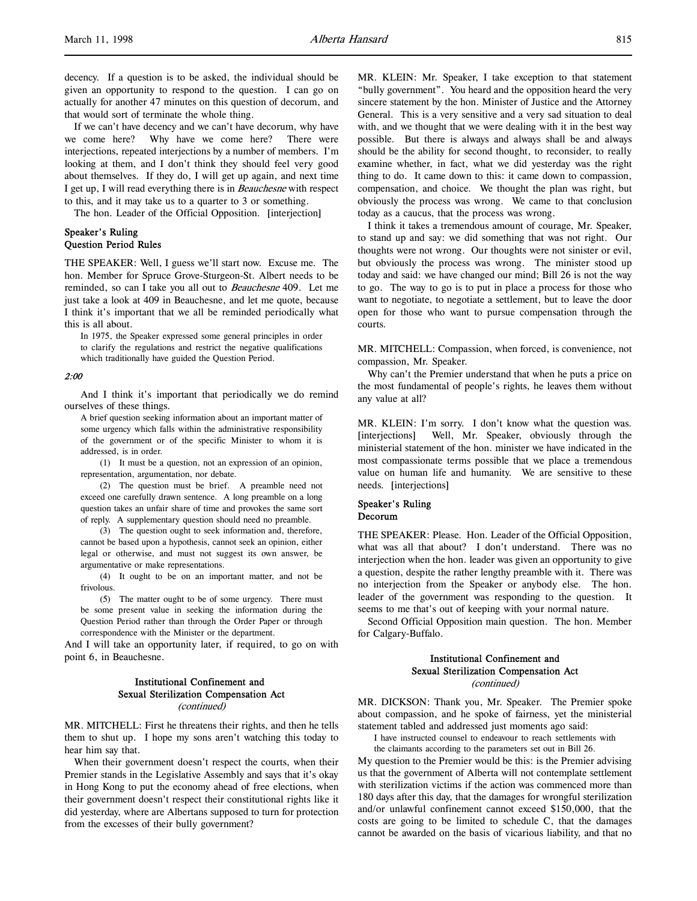decency. If a question is to be asked, the individual should be given an opportunity to respond to the question. I can go on actually for another 47 minutes on this question of decorum, and that would sort of terminate the whole thing.

If we can't have decency and we can't have decorum, why have we come here? Why have we come here? There were interjections, repeated interjections by a number of members. I'm looking at them, and I don't think they should feel very good about themselves. If they do, I will get up again, and next time I get up, I will read everything there is in *Beauchesne* with respect to this, and it may take us to a quarter to 3 or something.

The hon. Leader of the Official Opposition. [interjection]

### Speaker's Ruling
### Question Period Rules

THE SPEAKER: Well, I guess we'll start now. Excuse me. The hon. Member for Spruce Grove-Sturgeon-St. Albert needs to be reminded, so can I take you all out to *Beauchesne* 409. Let me just take a look at 409 in Beauchesne, and let me quote, because I think it's important that we all be reminded periodically what this is all about.

> In 1975, the Speaker expressed some general principles in order to clarify the regulations and restrict the negative qualifications which traditionally have guided the Question Period.

*2:00*

And I think it's important that periodically we do remind ourselves of these things.

> A brief question seeking information about an important matter of some urgency which falls within the administrative responsibility of the government or of the specific Minister to whom it is addressed, is in order.
>
> (1) It must be a question, not an expression of an opinion, representation, argumentation, nor debate.
>
> (2) The question must be brief. A preamble need not exceed one carefully drawn sentence. A long preamble on a long question takes an unfair share of time and provokes the same sort of reply. A supplementary question should need no preamble.
>
> (3) The question ought to seek information and, therefore, cannot be based upon a hypothesis, cannot seek an opinion, either legal or otherwise, and must not suggest its own answer, be argumentative or make representations.
>
> (4) It ought to be on an important matter, and not be frivolous.
>
> (5) The matter ought to be of some urgency. There must be some present value in seeking the information during the Question Period rather than through the Order Paper or through correspondence with the Minister or the department.

And I will take an opportunity later, if required, to go on with point 6, in Beauchesne.

### Institutional Confinement and Sexual Sterilization Compensation Act
*(continued)*

MR. MITCHELL: First he threatens their rights, and then he tells them to shut up. I hope my sons aren't watching this today to hear him say that.

When their government doesn't respect the courts, when their Premier stands in the Legislative Assembly and says that it's okay in Hong Kong to put the economy ahead of free elections, when their government doesn't respect their constitutional rights like it did yesterday, where are Albertans supposed to turn for protection from the excesses of their bully government?

MR. KLEIN: Mr. Speaker, I take exception to that statement "bully government". You heard and the opposition heard the very sincere statement by the hon. Minister of Justice and the Attorney General. This is a very sensitive and a very sad situation to deal with, and we thought that we were dealing with it in the best way possible. But there is always and always shall be and always should be the ability for second thought, to reconsider, to really examine whether, in fact, what we did yesterday was the right thing to do. It came down to this: it came down to compassion, compensation, and choice. We thought the plan was right, but obviously the process was wrong. We came to that conclusion today as a caucus, that the process was wrong.

I think it takes a tremendous amount of courage, Mr. Speaker, to stand up and say: we did something that was not right. Our thoughts were not wrong. Our thoughts were not sinister or evil, but obviously the process was wrong. The minister stood up today and said: we have changed our mind; Bill 26 is not the way to go. The way to go is to put in place a process for those who want to negotiate, to negotiate a settlement, but to leave the door open for those who want to pursue compensation through the courts.

MR. MITCHELL: Compassion, when forced, is convenience, not compassion, Mr. Speaker.

Why can't the Premier understand that when he puts a price on the most fundamental of people's rights, he leaves them without any value at all?

MR. KLEIN: I'm sorry. I don't know what the question was. [interjections] Well, Mr. Speaker, obviously through the ministerial statement of the hon. minister we have indicated in the most compassionate terms possible that we place a tremendous value on human life and humanity. We are sensitive to these needs. [interjections]

### Speaker's Ruling
### Decorum

THE SPEAKER: Please. Hon. Leader of the Official Opposition, what was all that about? I don't understand. There was no interjection when the hon. leader was given an opportunity to give a question, despite the rather lengthy preamble with it. There was no interjection from the Speaker or anybody else. The hon. leader of the government was responding to the question. It seems to me that's out of keeping with your normal nature.

Second Official Opposition main question. The hon. Member for Calgary-Buffalo.

### Institutional Confinement and Sexual Sterilization Compensation Act
*(continued)*

MR. DICKSON: Thank you, Mr. Speaker. The Premier spoke about compassion, and he spoke of fairness, yet the ministerial statement tabled and addressed just moments ago said:

> I have instructed counsel to endeavour to reach settlements with the claimants according to the parameters set out in Bill 26.

My question to the Premier would be this: is the Premier advising us that the government of Alberta will not contemplate settlement with sterilization victims if the action was commenced more than 180 days after this day, that the damages for wrongful sterilization and/or unlawful confinement cannot exceed $150,000, that the costs are going to be limited to schedule C, that the damages cannot be awarded on the basis of vicarious liability, and that no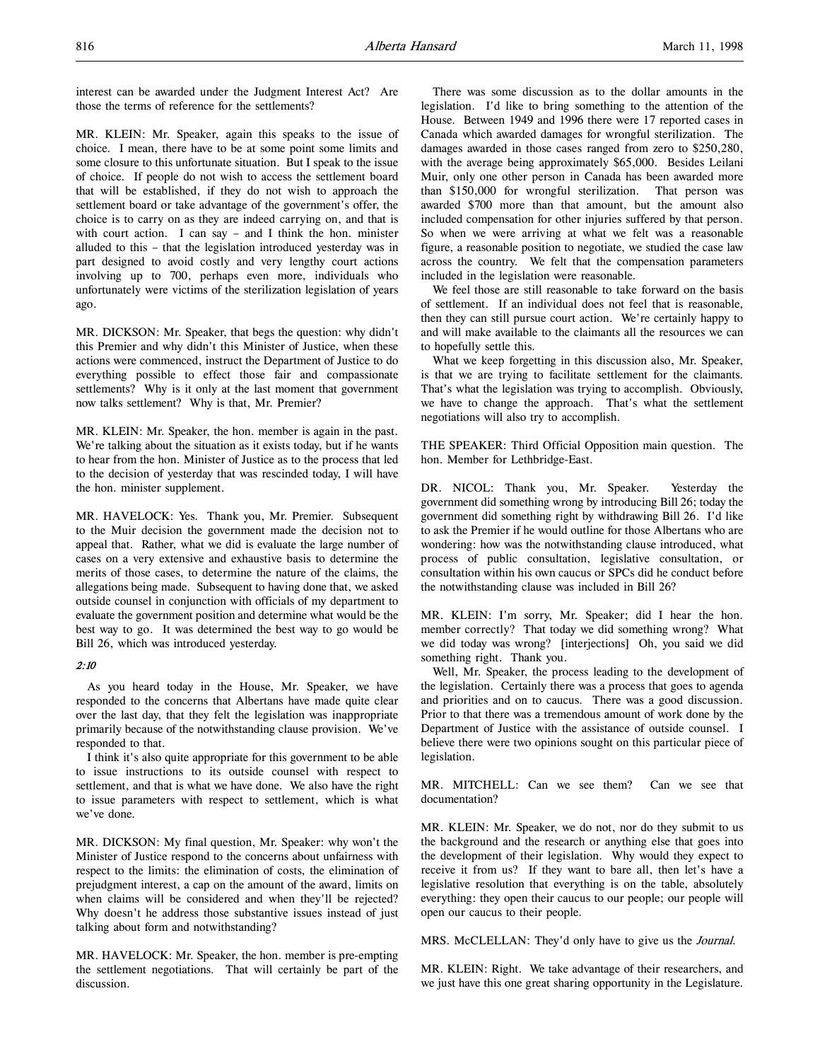interest can be awarded under the Judgment Interest Act? Are those the terms of reference for the settlements?

MR. KLEIN: Mr. Speaker, again this speaks to the issue of choice. I mean, there have to be at some point some limits and some closure to this unfortunate situation. But I speak to the issue of choice. If people do not wish to access the settlement board that will be established, if they do not wish to approach the settlement board or take advantage of the government's offer, the choice is to carry on as they are indeed carrying on, and that is with court action. I can say – and I think the hon. minister alluded to this – that the legislation introduced yesterday was in part designed to avoid costly and very lengthy court actions involving up to 700, perhaps even more, individuals who unfortunately were victims of the sterilization legislation of years ago.

MR. DICKSON: Mr. Speaker, that begs the question: why didn't this Premier and why didn't this Minister of Justice, when these actions were commenced, instruct the Department of Justice to do everything possible to effect those fair and compassionate settlements? Why is it only at the last moment that government now talks settlement? Why is that, Mr. Premier?

MR. KLEIN: Mr. Speaker, the hon. member is again in the past. We're talking about the situation as it exists today, but if he wants to hear from the hon. Minister of Justice as to the process that led to the decision of yesterday that was rescinded today, I will have the hon. minister supplement.

MR. HAVELOCK: Yes. Thank you, Mr. Premier. Subsequent to the Muir decision the government made the decision not to appeal that. Rather, what we did is evaluate the large number of cases on a very extensive and exhaustive basis to determine the merits of those cases, to determine the nature of the claims, the allegations being made. Subsequent to having done that, we asked outside counsel in conjunction with officials of my department to evaluate the government position and determine what would be the best way to go. It was determined the best way to go would be Bill 26, which was introduced yesterday.

*2:10*

As you heard today in the House, Mr. Speaker, we have responded to the concerns that Albertans have made quite clear over the last day, that they felt the legislation was inappropriate primarily because of the notwithstanding clause provision. We've responded to that.

I think it's also quite appropriate for this government to be able to issue instructions to its outside counsel with respect to settlement, and that is what we have done. We also have the right to issue parameters with respect to settlement, which is what we've done.

MR. DICKSON: My final question, Mr. Speaker: why won't the Minister of Justice respond to the concerns about unfairness with respect to the limits: the elimination of costs, the elimination of prejudgment interest, a cap on the amount of the award, limits on when claims will be considered and when they'll be rejected? Why doesn't he address those substantive issues instead of just talking about form and notwithstanding?

MR. HAVELOCK: Mr. Speaker, the hon. member is pre-empting the settlement negotiations. That will certainly be part of the discussion.

There was some discussion as to the dollar amounts in the legislation. I'd like to bring something to the attention of the House. Between 1949 and 1996 there were 17 reported cases in Canada which awarded damages for wrongful sterilization. The damages awarded in those cases ranged from zero to $250,280, with the average being approximately $65,000. Besides Leilani Muir, only one other person in Canada has been awarded more than $150,000 for wrongful sterilization. That person was awarded $700 more than that amount, but the amount also included compensation for other injuries suffered by that person. So when we were arriving at what we felt was a reasonable figure, a reasonable position to negotiate, we studied the case law across the country. We felt that the compensation parameters included in the legislation were reasonable.

We feel those are still reasonable to take forward on the basis of settlement. If an individual does not feel that is reasonable, then they can still pursue court action. We're certainly happy to and will make available to the claimants all the resources we can to hopefully settle this.

What we keep forgetting in this discussion also, Mr. Speaker, is that we are trying to facilitate settlement for the claimants. That's what the legislation was trying to accomplish. Obviously, we have to change the approach. That's what the settlement negotiations will also try to accomplish.

THE SPEAKER: Third Official Opposition main question. The hon. Member for Lethbridge-East.

DR. NICOL: Thank you, Mr. Speaker. Yesterday the government did something wrong by introducing Bill 26; today the government did something right by withdrawing Bill 26. I'd like to ask the Premier if he would outline for those Albertans who are wondering: how was the notwithstanding clause introduced, what process of public consultation, legislative consultation, or consultation within his own caucus or SPCs did he conduct before the notwithstanding clause was included in Bill 26?

MR. KLEIN: I'm sorry, Mr. Speaker; did I hear the hon. member correctly? That today we did something wrong? What we did today was wrong? [interjections] Oh, you said we did something right. Thank you.

Well, Mr. Speaker, the process leading to the development of the legislation. Certainly there was a process that goes to agenda and priorities and on to caucus. There was a good discussion. Prior to that there was a tremendous amount of work done by the Department of Justice with the assistance of outside counsel. I believe there were two opinions sought on this particular piece of legislation.

MR. MITCHELL: Can we see them? Can we see that documentation?

MR. KLEIN: Mr. Speaker, we do not, nor do they submit to us the background and the research or anything else that goes into the development of their legislation. Why would they expect to receive it from us? If they want to bare all, then let's have a legislative resolution that everything is on the table, absolutely everything: they open their caucus to our people; our people will open our caucus to their people.

MRS. McCLELLAN: They'd only have to give us the *Journal*.

MR. KLEIN: Right. We take advantage of their researchers, and we just have this one great sharing opportunity in the Legislature.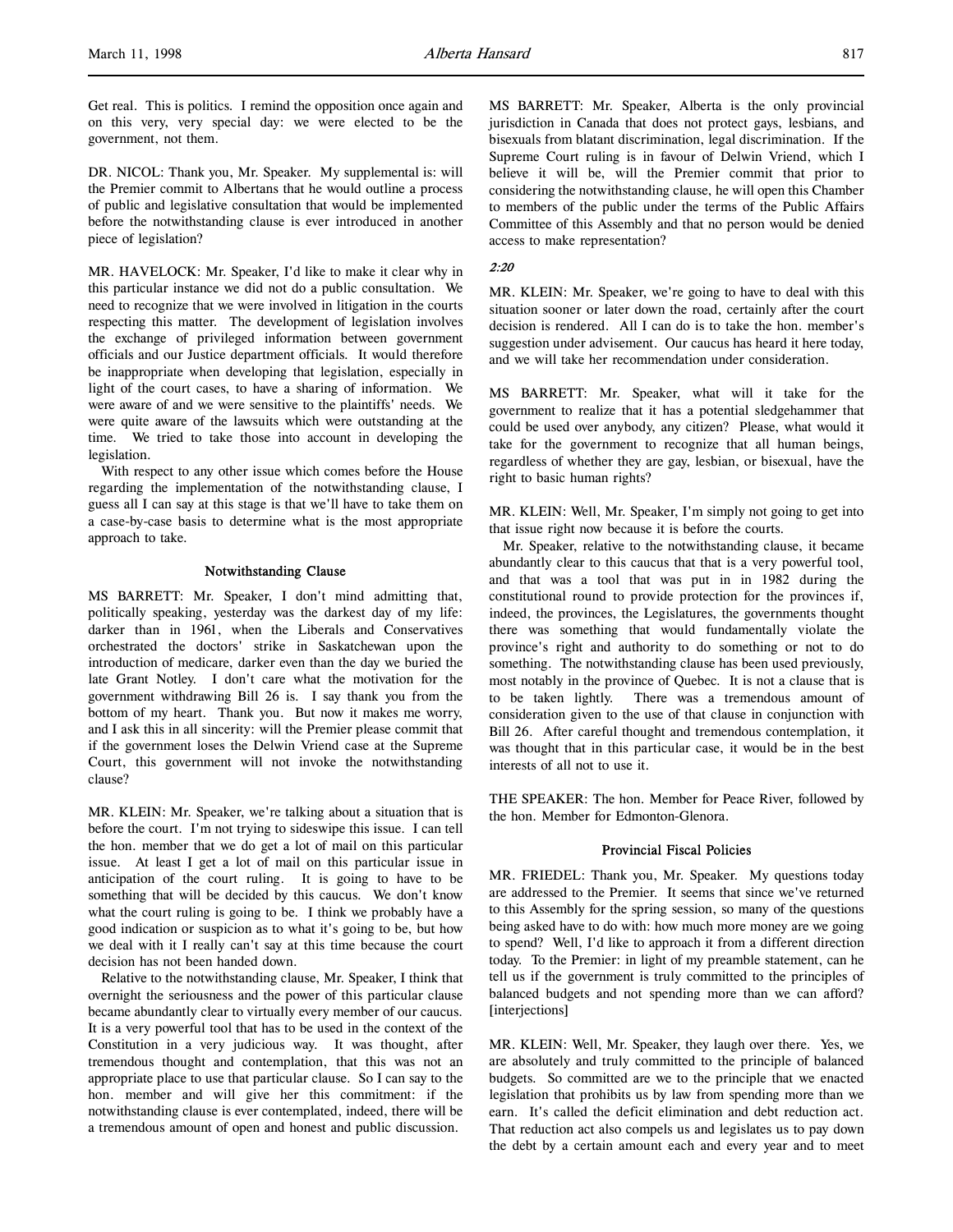Get real. This is politics. I remind the opposition once again and on this very, very special day: we were elected to be the government, not them.

DR. NICOL: Thank you, Mr. Speaker. My supplemental is: will the Premier commit to Albertans that he would outline a process of public and legislative consultation that would be implemented before the notwithstanding clause is ever introduced in another piece of legislation?

MR. HAVELOCK: Mr. Speaker, I'd like to make it clear why in this particular instance we did not do a public consultation. We need to recognize that we were involved in litigation in the courts respecting this matter. The development of legislation involves the exchange of privileged information between government officials and our Justice department officials. It would therefore be inappropriate when developing that legislation, especially in light of the court cases, to have a sharing of information. We were aware of and we were sensitive to the plaintiffs' needs. We were quite aware of the lawsuits which were outstanding at the time. We tried to take those into account in developing the legislation.

With respect to any other issue which comes before the House regarding the implementation of the notwithstanding clause, I guess all I can say at this stage is that we'll have to take them on a case-by-case basis to determine what is the most appropriate approach to take.

### Notwithstanding Clause

MS BARRETT: Mr. Speaker, I don't mind admitting that, politically speaking, yesterday was the darkest day of my life: darker than in 1961, when the Liberals and Conservatives orchestrated the doctors' strike in Saskatchewan upon the introduction of medicare, darker even than the day we buried the late Grant Notley. I don't care what the motivation for the government withdrawing Bill 26 is. I say thank you from the bottom of my heart. Thank you. But now it makes me worry, and I ask this in all sincerity: will the Premier please commit that if the government loses the Delwin Vriend case at the Supreme Court, this government will not invoke the notwithstanding clause?

MR. KLEIN: Mr. Speaker, we're talking about a situation that is before the court. I'm not trying to sideswipe this issue. I can tell the hon. member that we do get a lot of mail on this particular issue. At least I get a lot of mail on this particular issue in anticipation of the court ruling. It is going to have to be something that will be decided by this caucus. We don't know what the court ruling is going to be. I think we probably have a good indication or suspicion as to what it's going to be, but how we deal with it I really can't say at this time because the court decision has not been handed down.

Relative to the notwithstanding clause, Mr. Speaker, I think that overnight the seriousness and the power of this particular clause became abundantly clear to virtually every member of our caucus. It is a very powerful tool that has to be used in the context of the Constitution in a very judicious way. It was thought, after tremendous thought and contemplation, that this was not an appropriate place to use that particular clause. So I can say to the hon. member and will give her this commitment: if the notwithstanding clause is ever contemplated, indeed, there will be a tremendous amount of open and honest and public discussion.

MS BARRETT: Mr. Speaker, Alberta is the only provincial jurisdiction in Canada that does not protect gays, lesbians, and bisexuals from blatant discrimination, legal discrimination. If the Supreme Court ruling is in favour of Delwin Vriend, which I believe it will be, will the Premier commit that prior to considering the notwithstanding clause, he will open this Chamber to members of the public under the terms of the Public Affairs Committee of this Assembly and that no person would be denied access to make representation?

*2:20*

MR. KLEIN: Mr. Speaker, we're going to have to deal with this situation sooner or later down the road, certainly after the court decision is rendered. All I can do is to take the hon. member's suggestion under advisement. Our caucus has heard it here today, and we will take her recommendation under consideration.

MS BARRETT: Mr. Speaker, what will it take for the government to realize that it has a potential sledgehammer that could be used over anybody, any citizen? Please, what would it take for the government to recognize that all human beings, regardless of whether they are gay, lesbian, or bisexual, have the right to basic human rights?

MR. KLEIN: Well, Mr. Speaker, I'm simply not going to get into that issue right now because it is before the courts.

Mr. Speaker, relative to the notwithstanding clause, it became abundantly clear to this caucus that that is a very powerful tool, and that was a tool that was put in in 1982 during the constitutional round to provide protection for the provinces if, indeed, the provinces, the Legislatures, the governments thought there was something that would fundamentally violate the province's right and authority to do something or not to do something. The notwithstanding clause has been used previously, most notably in the province of Quebec. It is not a clause that is to be taken lightly. There was a tremendous amount of consideration given to the use of that clause in conjunction with Bill 26. After careful thought and tremendous contemplation, it was thought that in this particular case, it would be in the best interests of all not to use it.

THE SPEAKER: The hon. Member for Peace River, followed by the hon. Member for Edmonton-Glenora.

### Provincial Fiscal Policies

MR. FRIEDEL: Thank you, Mr. Speaker. My questions today are addressed to the Premier. It seems that since we've returned to this Assembly for the spring session, so many of the questions being asked have to do with: how much more money are we going to spend? Well, I'd like to approach it from a different direction today. To the Premier: in light of my preamble statement, can he tell us if the government is truly committed to the principles of balanced budgets and not spending more than we can afford? [interjections]

MR. KLEIN: Well, Mr. Speaker, they laugh over there. Yes, we are absolutely and truly committed to the principle of balanced budgets. So committed are we to the principle that we enacted legislation that prohibits us by law from spending more than we earn. It's called the deficit elimination and debt reduction act. That reduction act also compels us and legislates us to pay down the debt by a certain amount each and every year and to meet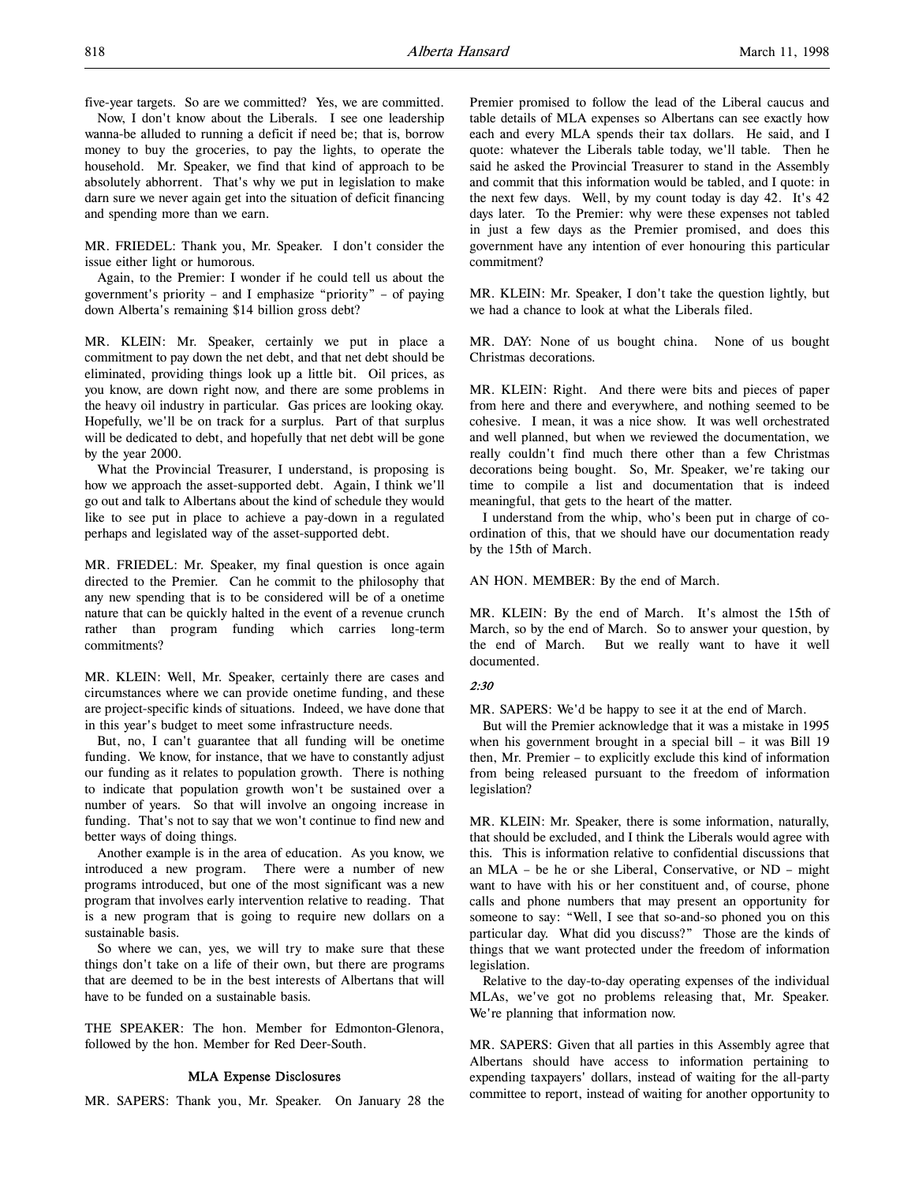five-year targets. So are we committed? Yes, we are committed.

Now, I don't know about the Liberals. I see one leadership wanna-be alluded to running a deficit if need be; that is, borrow money to buy the groceries, to pay the lights, to operate the household. Mr. Speaker, we find that kind of approach to be absolutely abhorrent. That's why we put in legislation to make darn sure we never again get into the situation of deficit financing and spending more than we earn.

MR. FRIEDEL: Thank you, Mr. Speaker. I don't consider the issue either light or humorous.

Again, to the Premier: I wonder if he could tell us about the government's priority – and I emphasize "priority" – of paying down Alberta's remaining $14 billion gross debt?

MR. KLEIN: Mr. Speaker, certainly we put in place a commitment to pay down the net debt, and that net debt should be eliminated, providing things look up a little bit. Oil prices, as you know, are down right now, and there are some problems in the heavy oil industry in particular. Gas prices are looking okay. Hopefully, we'll be on track for a surplus. Part of that surplus will be dedicated to debt, and hopefully that net debt will be gone by the year 2000.

What the Provincial Treasurer, I understand, is proposing is how we approach the asset-supported debt. Again, I think we'll go out and talk to Albertans about the kind of schedule they would like to see put in place to achieve a pay-down in a regulated perhaps and legislated way of the asset-supported debt.

MR. FRIEDEL: Mr. Speaker, my final question is once again directed to the Premier. Can he commit to the philosophy that any new spending that is to be considered will be of a onetime nature that can be quickly halted in the event of a revenue crunch rather than program funding which carries long-term commitments?

MR. KLEIN: Well, Mr. Speaker, certainly there are cases and circumstances where we can provide onetime funding, and these are project-specific kinds of situations. Indeed, we have done that in this year's budget to meet some infrastructure needs.

But, no, I can't guarantee that all funding will be onetime funding. We know, for instance, that we have to constantly adjust our funding as it relates to population growth. There is nothing to indicate that population growth won't be sustained over a number of years. So that will involve an ongoing increase in funding. That's not to say that we won't continue to find new and better ways of doing things.

Another example is in the area of education. As you know, we introduced a new program. There were a number of new programs introduced, but one of the most significant was a new program that involves early intervention relative to reading. That is a new program that is going to require new dollars on a sustainable basis.

So where we can, yes, we will try to make sure that these things don't take on a life of their own, but there are programs that are deemed to be in the best interests of Albertans that will have to be funded on a sustainable basis.

THE SPEAKER: The hon. Member for Edmonton-Glenora, followed by the hon. Member for Red Deer-South.

## MLA Expense Disclosures

MR. SAPERS: Thank you, Mr. Speaker. On January 28 the Premier promised to follow the lead of the Liberal caucus and table details of MLA expenses so Albertans can see exactly how each and every MLA spends their tax dollars. He said, and I quote: whatever the Liberals table today, we'll table. Then he said he asked the Provincial Treasurer to stand in the Assembly and commit that this information would be tabled, and I quote: in the next few days. Well, by my count today is day 42. It's 42 days later. To the Premier: why were these expenses not tabled in just a few days as the Premier promised, and does this government have any intention of ever honouring this particular commitment?

MR. KLEIN: Mr. Speaker, I don't take the question lightly, but we had a chance to look at what the Liberals filed.

MR. DAY: None of us bought china. None of us bought Christmas decorations.

MR. KLEIN: Right. And there were bits and pieces of paper from here and there and everywhere, and nothing seemed to be cohesive. I mean, it was a nice show. It was well orchestrated and well planned, but when we reviewed the documentation, we really couldn't find much there other than a few Christmas decorations being bought. So, Mr. Speaker, we're taking our time to compile a list and documentation that is indeed meaningful, that gets to the heart of the matter.

I understand from the whip, who's been put in charge of co-ordination of this, that we should have our documentation ready by the 15th of March.

AN HON. MEMBER: By the end of March.

MR. KLEIN: By the end of March. It's almost the 15th of March, so by the end of March. So to answer your question, by the end of March. But we really want to have it well documented.

*2:30*

MR. SAPERS: We'd be happy to see it at the end of March.

But will the Premier acknowledge that it was a mistake in 1995 when his government brought in a special bill – it was Bill 19 then, Mr. Premier – to explicitly exclude this kind of information from being released pursuant to the freedom of information legislation?

MR. KLEIN: Mr. Speaker, there is some information, naturally, that should be excluded, and I think the Liberals would agree with this. This is information relative to confidential discussions that an MLA – be he or she Liberal, Conservative, or ND – might want to have with his or her constituent and, of course, phone calls and phone numbers that may present an opportunity for someone to say: "Well, I see that so-and-so phoned you on this particular day. What did you discuss?" Those are the kinds of things that we want protected under the freedom of information legislation.

Relative to the day-to-day operating expenses of the individual MLAs, we've got no problems releasing that, Mr. Speaker. We're planning that information now.

MR. SAPERS: Given that all parties in this Assembly agree that Albertans should have access to information pertaining to expending taxpayers' dollars, instead of waiting for the all-party committee to report, instead of waiting for another opportunity to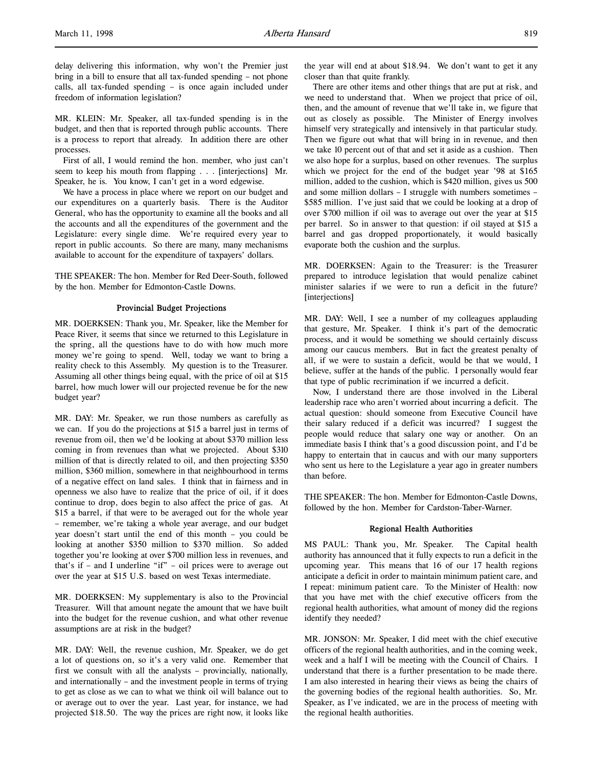delay delivering this information, why won't the Premier just bring in a bill to ensure that all tax-funded spending – not phone calls, all tax-funded spending – is once again included under freedom of information legislation?

MR. KLEIN: Mr. Speaker, all tax-funded spending is in the budget, and then that is reported through public accounts. There is a process to report that already. In addition there are other processes.

First of all, I would remind the hon. member, who just can't seem to keep his mouth from flapping . . . [interjections] Mr. Speaker, he is. You know, I can't get in a word edgewise.

We have a process in place where we report on our budget and our expenditures on a quarterly basis. There is the Auditor General, who has the opportunity to examine all the books and all the accounts and all the expenditures of the government and the Legislature: every single dime. We're required every year to report in public accounts. So there are many, many mechanisms available to account for the expenditure of taxpayers' dollars.

THE SPEAKER: The hon. Member for Red Deer-South, followed by the hon. Member for Edmonton-Castle Downs.

### Provincial Budget Projections

MR. DOERKSEN: Thank you, Mr. Speaker, like the Member for Peace River, it seems that since we returned to this Legislature in the spring, all the questions have to do with how much more money we're going to spend. Well, today we want to bring a reality check to this Assembly. My question is to the Treasurer. Assuming all other things being equal, with the price of oil at $15 barrel, how much lower will our projected revenue be for the new budget year?

MR. DAY: Mr. Speaker, we run those numbers as carefully as we can. If you do the projections at $15 a barrel just in terms of revenue from oil, then we'd be looking at about $370 million less coming in from revenues than what we projected. About $310 million of that is directly related to oil, and then projecting $350 million, $360 million, somewhere in that neighbourhood in terms of a negative effect on land sales. I think that in fairness and in openness we also have to realize that the price of oil, if it does continue to drop, does begin to also affect the price of gas. At $15 a barrel, if that were to be averaged out for the whole year – remember, we're taking a whole year average, and our budget year doesn't start until the end of this month – you could be looking at another $350 million to $370 million. So added together you're looking at over $700 million less in revenues, and that's if – and I underline "if" – oil prices were to average out over the year at $15 U.S. based on west Texas intermediate.

MR. DOERKSEN: My supplementary is also to the Provincial Treasurer. Will that amount negate the amount that we have built into the budget for the revenue cushion, and what other revenue assumptions are at risk in the budget?

MR. DAY: Well, the revenue cushion, Mr. Speaker, we do get a lot of questions on, so it's a very valid one. Remember that first we consult with all the analysts – provincially, nationally, and internationally – and the investment people in terms of trying to get as close as we can to what we think oil will balance out to or average out to over the year. Last year, for instance, we had projected $18.50. The way the prices are right now, it looks like the year will end at about $18.94. We don't want to get it any closer than that quite frankly.

There are other items and other things that are put at risk, and we need to understand that. When we project that price of oil, then, and the amount of revenue that we'll take in, we figure that out as closely as possible. The Minister of Energy involves himself very strategically and intensively in that particular study. Then we figure out what that will bring in in revenue, and then we take 10 percent out of that and set it aside as a cushion. Then we also hope for a surplus, based on other revenues. The surplus which we project for the end of the budget year '98 at $165 million, added to the cushion, which is $420 million, gives us 500 and some million dollars – I struggle with numbers sometimes – $585 million. I've just said that we could be looking at a drop of over $700 million if oil was to average out over the year at $15 per barrel. So in answer to that question: if oil stayed at $15 a barrel and gas dropped proportionately, it would basically evaporate both the cushion and the surplus.

MR. DOERKSEN: Again to the Treasurer: is the Treasurer prepared to introduce legislation that would penalize cabinet minister salaries if we were to run a deficit in the future? [interjections]

MR. DAY: Well, I see a number of my colleagues applauding that gesture, Mr. Speaker. I think it's part of the democratic process, and it would be something we should certainly discuss among our caucus members. But in fact the greatest penalty of all, if we were to sustain a deficit, would be that we would, I believe, suffer at the hands of the public. I personally would fear that type of public recrimination if we incurred a deficit.

Now, I understand there are those involved in the Liberal leadership race who aren't worried about incurring a deficit. The actual question: should someone from Executive Council have their salary reduced if a deficit was incurred? I suggest the people would reduce that salary one way or another. On an immediate basis I think that's a good discussion point, and I'd be happy to entertain that in caucus and with our many supporters who sent us here to the Legislature a year ago in greater numbers than before.

THE SPEAKER: The hon. Member for Edmonton-Castle Downs, followed by the hon. Member for Cardston-Taber-Warner.

### Regional Health Authorities

MS PAUL: Thank you, Mr. Speaker. The Capital health authority has announced that it fully expects to run a deficit in the upcoming year. This means that 16 of our 17 health regions anticipate a deficit in order to maintain minimum patient care, and I repeat: minimum patient care. To the Minister of Health: now that you have met with the chief executive officers from the regional health authorities, what amount of money did the regions identify they needed?

MR. JONSON: Mr. Speaker, I did meet with the chief executive officers of the regional health authorities, and in the coming week, week and a half I will be meeting with the Council of Chairs. I understand that there is a further presentation to be made there. I am also interested in hearing their views as being the chairs of the governing bodies of the regional health authorities. So, Mr. Speaker, as I've indicated, we are in the process of meeting with the regional health authorities.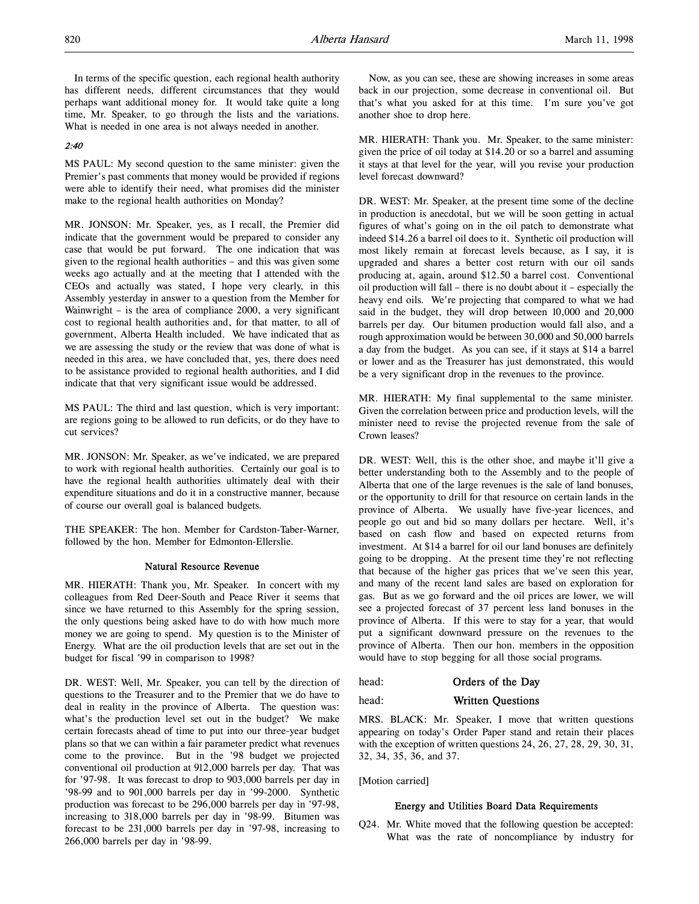In terms of the specific question, each regional health authority has different needs, different circumstances that they would perhaps want additional money for. It would take quite a long time, Mr. Speaker, to go through the lists and the variations. What is needed in one area is not always needed in another.

*2:40*

MS PAUL: My second question to the same minister: given the Premier's past comments that money would be provided if regions were able to identify their need, what promises did the minister make to the regional health authorities on Monday?

MR. JONSON: Mr. Speaker, yes, as I recall, the Premier did indicate that the government would be prepared to consider any case that would be put forward. The one indication that was given to the regional health authorities – and this was given some weeks ago actually and at the meeting that I attended with the CEOs and actually was stated, I hope very clearly, in this Assembly yesterday in answer to a question from the Member for Wainwright – is the area of compliance 2000, a very significant cost to regional health authorities and, for that matter, to all of government, Alberta Health included. We have indicated that as we are assessing the study or the review that was done of what is needed in this area, we have concluded that, yes, there does need to be assistance provided to regional health authorities, and I did indicate that that very significant issue would be addressed.

MS PAUL: The third and last question, which is very important: are regions going to be allowed to run deficits, or do they have to cut services?

MR. JONSON: Mr. Speaker, as we've indicated, we are prepared to work with regional health authorities. Certainly our goal is to have the regional health authorities ultimately deal with their expenditure situations and do it in a constructive manner, because of course our overall goal is balanced budgets.

THE SPEAKER: The hon. Member for Cardston-Taber-Warner, followed by the hon. Member for Edmonton-Ellerslie.

### Natural Resource Revenue

MR. HIERATH: Thank you, Mr. Speaker. In concert with my colleagues from Red Deer-South and Peace River it seems that since we have returned to this Assembly for the spring session, the only questions being asked have to do with how much more money we are going to spend. My question is to the Minister of Energy. What are the oil production levels that are set out in the budget for fiscal '99 in comparison to 1998?

DR. WEST: Well, Mr. Speaker, you can tell by the direction of questions to the Treasurer and to the Premier that we do have to deal in reality in the province of Alberta. The question was: what's the production level set out in the budget? We make certain forecasts ahead of time to put into our three-year budget plans so that we can within a fair parameter predict what revenues come to the province. But in the '98 budget we projected conventional oil production at 912,000 barrels per day. That was for '97-98. It was forecast to drop to 903,000 barrels per day in '98-99 and to 901,000 barrels per day in '99-2000. Synthetic production was forecast to be 296,000 barrels per day in '97-98, increasing to 318,000 barrels per day in '98-99. Bitumen was forecast to be 231,000 barrels per day in '97-98, increasing to 266,000 barrels per day in '98-99.

Now, as you can see, these are showing increases in some areas back in our projection, some decrease in conventional oil. But that's what you asked for at this time. I'm sure you've got another shoe to drop here.

MR. HIERATH: Thank you. Mr. Speaker, to the same minister: given the price of oil today at $14.20 or so a barrel and assuming it stays at that level for the year, will you revise your production level forecast downward?

DR. WEST: Mr. Speaker, at the present time some of the decline in production is anecdotal, but we will be soon getting in actual figures of what's going on in the oil patch to demonstrate what indeed $14.26 a barrel oil does to it. Synthetic oil production will most likely remain at forecast levels because, as I say, it is upgraded and shares a better cost return with our oil sands producing at, again, around $12.50 a barrel cost. Conventional oil production will fall – there is no doubt about it – especially the heavy end oils. We're projecting that compared to what we had said in the budget, they will drop between 10,000 and 20,000 barrels per day. Our bitumen production would fall also, and a rough approximation would be between 30,000 and 50,000 barrels a day from the budget. As you can see, if it stays at $14 a barrel or lower and as the Treasurer has just demonstrated, this would be a very significant drop in the revenues to the province.

MR. HIERATH: My final supplemental to the same minister. Given the correlation between price and production levels, will the minister need to revise the projected revenue from the sale of Crown leases?

DR. WEST: Well, this is the other shoe, and maybe it'll give a better understanding both to the Assembly and to the people of Alberta that one of the large revenues is the sale of land bonuses, or the opportunity to drill for that resource on certain lands in the province of Alberta. We usually have five-year licences, and people go out and bid so many dollars per hectare. Well, it's based on cash flow and based on expected returns from investment. At $14 a barrel for oil our land bonuses are definitely going to be dropping. At the present time they're not reflecting that because of the higher gas prices that we've seen this year, and many of the recent land sales are based on exploration for gas. But as we go forward and the oil prices are lower, we will see a projected forecast of 37 percent less land bonuses in the province of Alberta. If this were to stay for a year, that would put a significant downward pressure on the revenues to the province of Alberta. Then our hon. members in the opposition would have to stop begging for all those social programs.

head: **Orders of the Day**

head: **Written Questions**

MRS. BLACK: Mr. Speaker, I move that written questions appearing on today's Order Paper stand and retain their places with the exception of written questions 24, 26, 27, 28, 29, 30, 31, 32, 34, 35, 36, and 37.

[Motion carried]

### Energy and Utilities Board Data Requirements

Q24. Mr. White moved that the following question be accepted:
What was the rate of noncompliance by industry for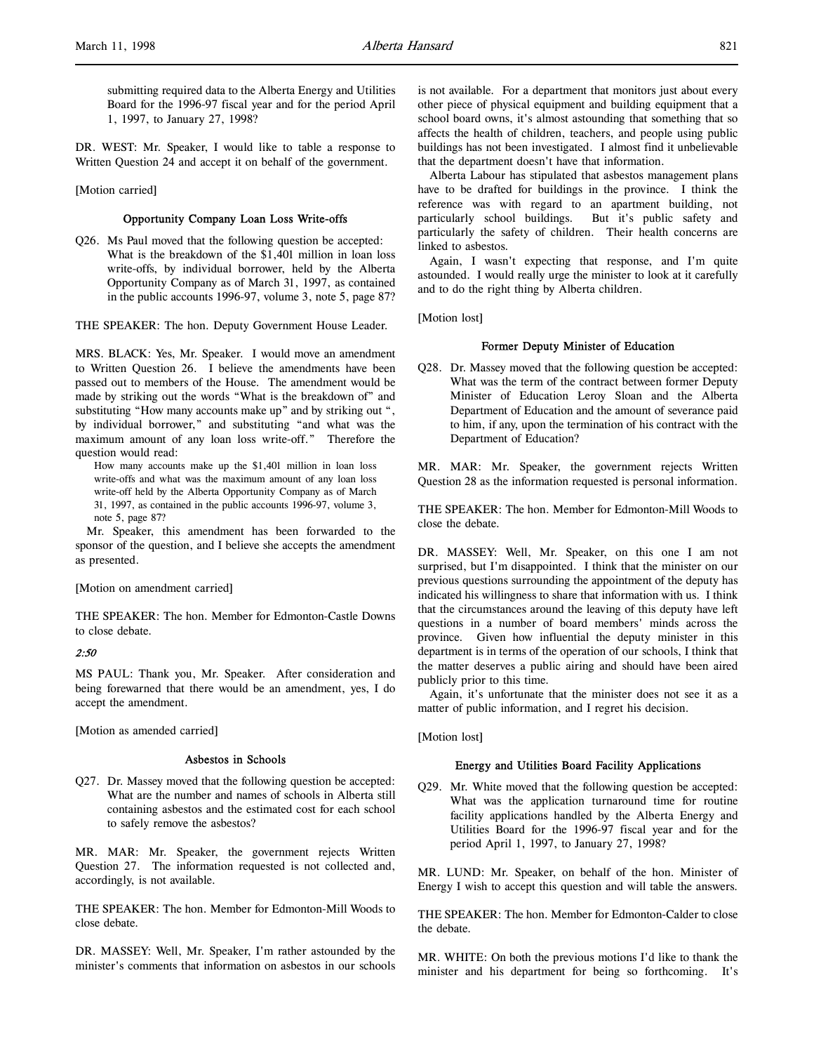submitting required data to the Alberta Energy and Utilities Board for the 1996-97 fiscal year and for the period April 1, 1997, to January 27, 1998?

DR. WEST: Mr. Speaker, I would like to table a response to Written Question 24 and accept it on behalf of the government.

[Motion carried]

### Opportunity Company Loan Loss Write-offs

Q26. Ms Paul moved that the following question be accepted: What is the breakdown of the $1,401 million in loan loss write-offs, by individual borrower, held by the Alberta Opportunity Company as of March 31, 1997, as contained in the public accounts 1996-97, volume 3, note 5, page 87?

THE SPEAKER: The hon. Deputy Government House Leader.

MRS. BLACK: Yes, Mr. Speaker. I would move an amendment to Written Question 26. I believe the amendments have been passed out to members of the House. The amendment would be made by striking out the words "What is the breakdown of" and substituting "How many accounts make up" and by striking out ", by individual borrower," and substituting "and what was the maximum amount of any loan loss write-off." Therefore the question would read:

> How many accounts make up the $1,401 million in loan loss write-offs and what was the maximum amount of any loan loss write-off held by the Alberta Opportunity Company as of March 31, 1997, as contained in the public accounts 1996-97, volume 3, note 5, page 87?

Mr. Speaker, this amendment has been forwarded to the sponsor of the question, and I believe she accepts the amendment as presented.

[Motion on amendment carried]

THE SPEAKER: The hon. Member for Edmonton-Castle Downs to close debate.

*2:50*

MS PAUL: Thank you, Mr. Speaker. After consideration and being forewarned that there would be an amendment, yes, I do accept the amendment.

[Motion as amended carried]

### Asbestos in Schools

Q27. Dr. Massey moved that the following question be accepted: What are the number and names of schools in Alberta still containing asbestos and the estimated cost for each school to safely remove the asbestos?

MR. MAR: Mr. Speaker, the government rejects Written Question 27. The information requested is not collected and, accordingly, is not available.

THE SPEAKER: The hon. Member for Edmonton-Mill Woods to close debate.

DR. MASSEY: Well, Mr. Speaker, I'm rather astounded by the minister's comments that information on asbestos in our schools is not available. For a department that monitors just about every other piece of physical equipment and building equipment that a school board owns, it's almost astounding that something that so affects the health of children, teachers, and people using public buildings has not been investigated. I almost find it unbelievable that the department doesn't have that information.

Alberta Labour has stipulated that asbestos management plans have to be drafted for buildings in the province. I think the reference was with regard to an apartment building, not particularly school buildings. But it's public safety and particularly the safety of children. Their health concerns are linked to asbestos.

Again, I wasn't expecting that response, and I'm quite astounded. I would really urge the minister to look at it carefully and to do the right thing by Alberta children.

[Motion lost]

### Former Deputy Minister of Education

Q28. Dr. Massey moved that the following question be accepted: What was the term of the contract between former Deputy Minister of Education Leroy Sloan and the Alberta Department of Education and the amount of severance paid to him, if any, upon the termination of his contract with the Department of Education?

MR. MAR: Mr. Speaker, the government rejects Written Question 28 as the information requested is personal information.

THE SPEAKER: The hon. Member for Edmonton-Mill Woods to close the debate.

DR. MASSEY: Well, Mr. Speaker, on this one I am not surprised, but I'm disappointed. I think that the minister on our previous questions surrounding the appointment of the deputy has indicated his willingness to share that information with us. I think that the circumstances around the leaving of this deputy have left questions in a number of board members' minds across the province. Given how influential the deputy minister in this department is in terms of the operation of our schools, I think that the matter deserves a public airing and should have been aired publicly prior to this time.

Again, it's unfortunate that the minister does not see it as a matter of public information, and I regret his decision.

[Motion lost]

### Energy and Utilities Board Facility Applications

Q29. Mr. White moved that the following question be accepted: What was the application turnaround time for routine facility applications handled by the Alberta Energy and Utilities Board for the 1996-97 fiscal year and for the period April 1, 1997, to January 27, 1998?

MR. LUND: Mr. Speaker, on behalf of the hon. Minister of Energy I wish to accept this question and will table the answers.

THE SPEAKER: The hon. Member for Edmonton-Calder to close the debate.

MR. WHITE: On both the previous motions I'd like to thank the minister and his department for being so forthcoming. It's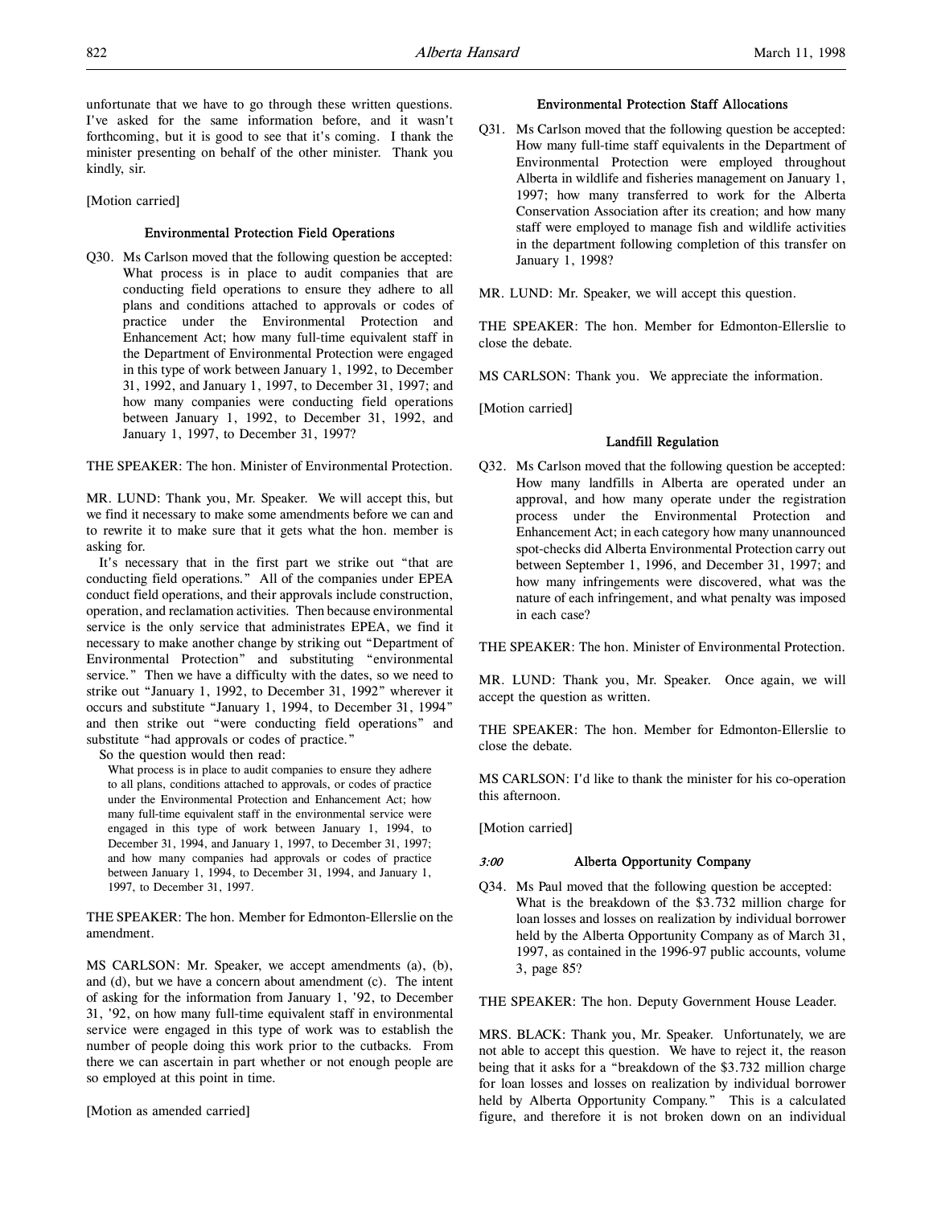unfortunate that we have to go through these written questions. I've asked for the same information before, and it wasn't forthcoming, but it is good to see that it's coming. I thank the minister presenting on behalf of the other minister. Thank you kindly, sir.

[Motion carried]

### Environmental Protection Field Operations

Q30. Ms Carlson moved that the following question be accepted: What process is in place to audit companies that are conducting field operations to ensure they adhere to all plans and conditions attached to approvals or codes of practice under the Environmental Protection and Enhancement Act; how many full-time equivalent staff in the Department of Environmental Protection were engaged in this type of work between January 1, 1992, to December 31, 1992, and January 1, 1997, to December 31, 1997; and how many companies were conducting field operations between January 1, 1992, to December 31, 1992, and January 1, 1997, to December 31, 1997?

THE SPEAKER: The hon. Minister of Environmental Protection.

MR. LUND: Thank you, Mr. Speaker. We will accept this, but we find it necessary to make some amendments before we can and to rewrite it to make sure that it gets what the hon. member is asking for.

It's necessary that in the first part we strike out "that are conducting field operations." All of the companies under EPEA conduct field operations, and their approvals include construction, operation, and reclamation activities. Then because environmental service is the only service that administrates EPEA, we find it necessary to make another change by striking out "Department of Environmental Protection" and substituting "environmental service." Then we have a difficulty with the dates, so we need to strike out "January 1, 1992, to December 31, 1992" wherever it occurs and substitute "January 1, 1994, to December 31, 1994" and then strike out "were conducting field operations" and substitute "had approvals or codes of practice."

So the question would then read:

> What process is in place to audit companies to ensure they adhere to all plans, conditions attached to approvals, or codes of practice under the Environmental Protection and Enhancement Act; how many full-time equivalent staff in the environmental service were engaged in this type of work between January 1, 1994, to December 31, 1994, and January 1, 1997, to December 31, 1997; and how many companies had approvals or codes of practice between January 1, 1994, to December 31, 1994, and January 1, 1997, to December 31, 1997.

THE SPEAKER: The hon. Member for Edmonton-Ellerslie on the amendment.

MS CARLSON: Mr. Speaker, we accept amendments (a), (b), and (d), but we have a concern about amendment (c). The intent of asking for the information from January 1, '92, to December 31, '92, on how many full-time equivalent staff in environmental service were engaged in this type of work was to establish the number of people doing this work prior to the cutbacks. From there we can ascertain in part whether or not enough people are so employed at this point in time.

[Motion as amended carried]

### Environmental Protection Staff Allocations

Q31. Ms Carlson moved that the following question be accepted: How many full-time staff equivalents in the Department of Environmental Protection were employed throughout Alberta in wildlife and fisheries management on January 1, 1997; how many transferred to work for the Alberta Conservation Association after its creation; and how many staff were employed to manage fish and wildlife activities in the department following completion of this transfer on January 1, 1998?

MR. LUND: Mr. Speaker, we will accept this question.

THE SPEAKER: The hon. Member for Edmonton-Ellerslie to close the debate.

MS CARLSON: Thank you. We appreciate the information.

[Motion carried]

### Landfill Regulation

Q32. Ms Carlson moved that the following question be accepted: How many landfills in Alberta are operated under an approval, and how many operate under the registration process under the Environmental Protection and Enhancement Act; in each category how many unannounced spot-checks did Alberta Environmental Protection carry out between September 1, 1996, and December 31, 1997; and how many infringements were discovered, what was the nature of each infringement, and what penalty was imposed in each case?

THE SPEAKER: The hon. Minister of Environmental Protection.

MR. LUND: Thank you, Mr. Speaker. Once again, we will accept the question as written.

THE SPEAKER: The hon. Member for Edmonton-Ellerslie to close the debate.

MS CARLSON: I'd like to thank the minister for his co-operation this afternoon.

[Motion carried]

*3:00*

### Alberta Opportunity Company

Q34. Ms Paul moved that the following question be accepted: What is the breakdown of the $3.732 million charge for loan losses and losses on realization by individual borrower held by the Alberta Opportunity Company as of March 31, 1997, as contained in the 1996-97 public accounts, volume 3, page 85?

THE SPEAKER: The hon. Deputy Government House Leader.

MRS. BLACK: Thank you, Mr. Speaker. Unfortunately, we are not able to accept this question. We have to reject it, the reason being that it asks for a "breakdown of the $3.732 million charge for loan losses and losses on realization by individual borrower held by Alberta Opportunity Company." This is a calculated figure, and therefore it is not broken down on an individual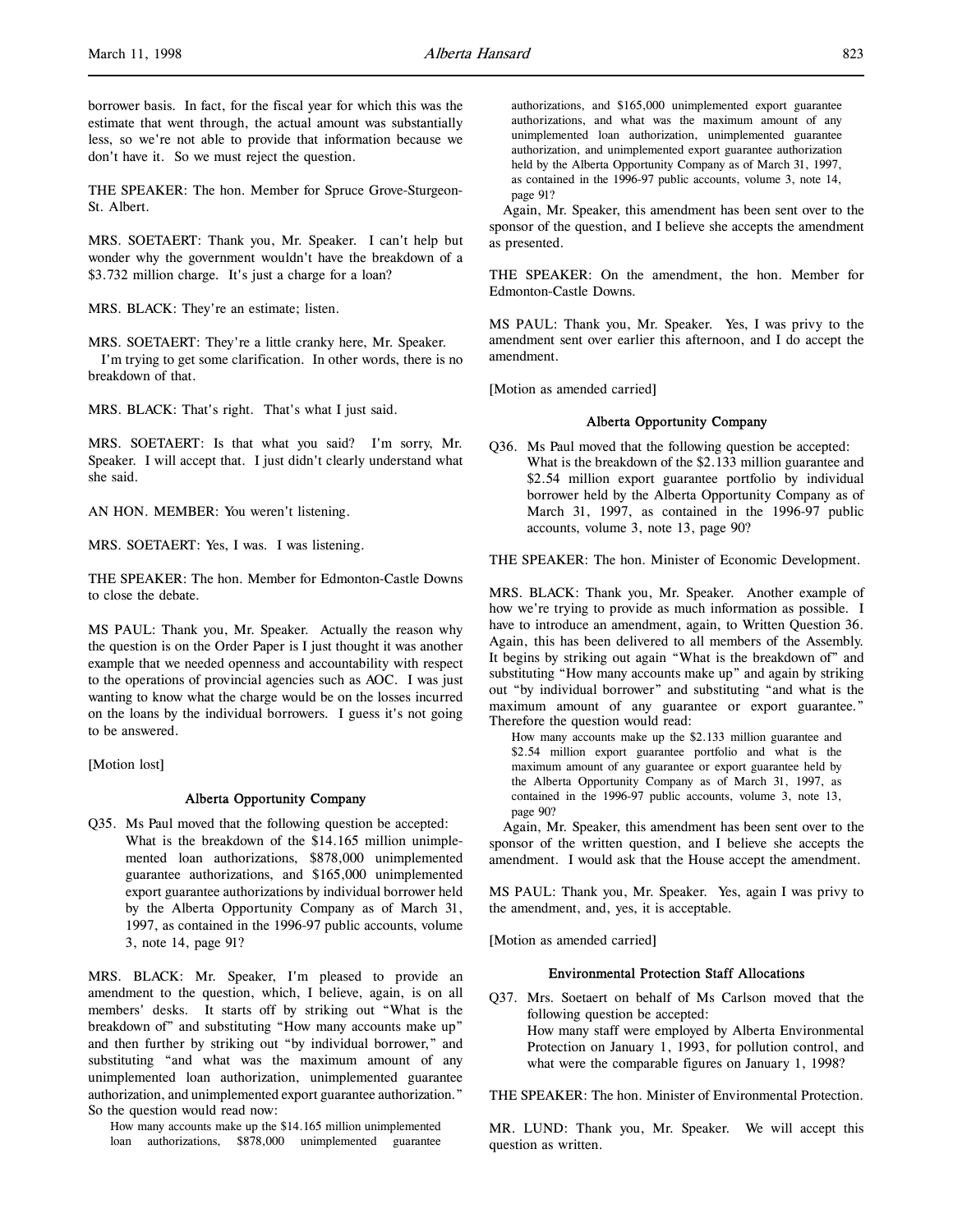borrower basis. In fact, for the fiscal year for which this was the estimate that went through, the actual amount was substantially less, so we're not able to provide that information because we don't have it. So we must reject the question.

THE SPEAKER: The hon. Member for Spruce Grove-Sturgeon-St. Albert.

MRS. SOETAERT: Thank you, Mr. Speaker. I can't help but wonder why the government wouldn't have the breakdown of a $3.732 million charge. It's just a charge for a loan?

MRS. BLACK: They're an estimate; listen.

MRS. SOETAERT: They're a little cranky here, Mr. Speaker. I'm trying to get some clarification. In other words, there is no breakdown of that.

MRS. BLACK: That's right. That's what I just said.

MRS. SOETAERT: Is that what you said? I'm sorry, Mr. Speaker. I will accept that. I just didn't clearly understand what she said.

AN HON. MEMBER: You weren't listening.

MRS. SOETAERT: Yes, I was. I was listening.

THE SPEAKER: The hon. Member for Edmonton-Castle Downs to close the debate.

MS PAUL: Thank you, Mr. Speaker. Actually the reason why the question is on the Order Paper is I just thought it was another example that we needed openness and accountability with respect to the operations of provincial agencies such as AOC. I was just wanting to know what the charge would be on the losses incurred on the loans by the individual borrowers. I guess it's not going to be answered.

[Motion lost]

### Alberta Opportunity Company

Q35. Ms Paul moved that the following question be accepted:
What is the breakdown of the $14.165 million unimplemented loan authorizations, $878,000 unimplemented guarantee authorizations, and $165,000 unimplemented export guarantee authorizations by individual borrower held by the Alberta Opportunity Company as of March 31, 1997, as contained in the 1996-97 public accounts, volume 3, note 14, page 91?

MRS. BLACK: Mr. Speaker, I'm pleased to provide an amendment to the question, which, I believe, again, is on all members' desks. It starts off by striking out "What is the breakdown of" and substituting "How many accounts make up" and then further by striking out "by individual borrower," and substituting "and what was the maximum amount of any unimplemented loan authorization, unimplemented guarantee authorization, and unimplemented export guarantee authorization." So the question would read now:

> How many accounts make up the $14.165 million unimplemented loan authorizations, $878,000 unimplemented guarantee authorizations, and $165,000 unimplemented export guarantee authorizations, and what was the maximum amount of any unimplemented loan authorization, unimplemented guarantee authorization, and unimplemented export guarantee authorization held by the Alberta Opportunity Company as of March 31, 1997, as contained in the 1996-97 public accounts, volume 3, note 14, page 91?

Again, Mr. Speaker, this amendment has been sent over to the sponsor of the question, and I believe she accepts the amendment as presented.

THE SPEAKER: On the amendment, the hon. Member for Edmonton-Castle Downs.

MS PAUL: Thank you, Mr. Speaker. Yes, I was privy to the amendment sent over earlier this afternoon, and I do accept the amendment.

[Motion as amended carried]

### Alberta Opportunity Company

Q36. Ms Paul moved that the following question be accepted:
What is the breakdown of the $2.133 million guarantee and $2.54 million export guarantee portfolio by individual borrower held by the Alberta Opportunity Company as of March 31, 1997, as contained in the 1996-97 public accounts, volume 3, note 13, page 90?

THE SPEAKER: The hon. Minister of Economic Development.

MRS. BLACK: Thank you, Mr. Speaker. Another example of how we're trying to provide as much information as possible. I have to introduce an amendment, again, to Written Question 36. Again, this has been delivered to all members of the Assembly. It begins by striking out again "What is the breakdown of" and substituting "How many accounts make up" and again by striking out "by individual borrower" and substituting "and what is the maximum amount of any guarantee or export guarantee." Therefore the question would read:

> How many accounts make up the $2.133 million guarantee and $2.54 million export guarantee portfolio and what is the maximum amount of any guarantee or export guarantee held by the Alberta Opportunity Company as of March 31, 1997, as contained in the 1996-97 public accounts, volume 3, note 13, page 90?

Again, Mr. Speaker, this amendment has been sent over to the sponsor of the written question, and I believe she accepts the amendment. I would ask that the House accept the amendment.

MS PAUL: Thank you, Mr. Speaker. Yes, again I was privy to the amendment, and, yes, it is acceptable.

[Motion as amended carried]

### Environmental Protection Staff Allocations

Q37. Mrs. Soetaert on behalf of Ms Carlson moved that the following question be accepted:
How many staff were employed by Alberta Environmental Protection on January 1, 1993, for pollution control, and what were the comparable figures on January 1, 1998?

THE SPEAKER: The hon. Minister of Environmental Protection.

MR. LUND: Thank you, Mr. Speaker. We will accept this question as written.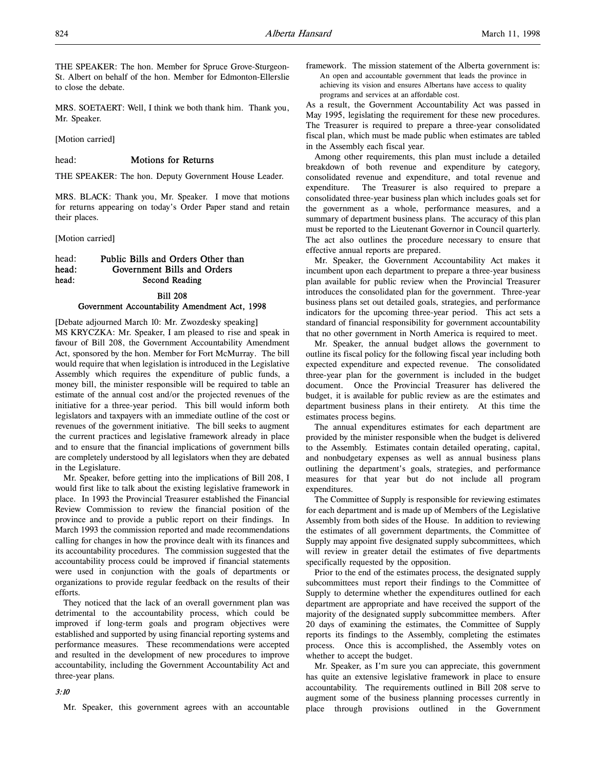THE SPEAKER: The hon. Member for Spruce Grove-Sturgeon-St. Albert on behalf of the hon. Member for Edmonton-Ellerslie to close the debate.

MRS. SOETAERT: Well, I think we both thank him. Thank you, Mr. Speaker.

[Motion carried]

head: **Motions for Returns**

THE SPEAKER: The hon. Deputy Government House Leader.

MRS. BLACK: Thank you, Mr. Speaker. I move that motions for returns appearing on today's Order Paper stand and retain their places.

[Motion carried]

head: **Public Bills and Orders Other than**
**head: Government Bills and Orders**
**head: Second Reading**

**Bill 208**
**Government Accountability Amendment Act, 1998**

[Debate adjourned March 10: Mr. Zwozdesky speaking]

MS KRYCZKA: Mr. Speaker, I am pleased to rise and speak in favour of Bill 208, the Government Accountability Amendment Act, sponsored by the hon. Member for Fort McMurray. The bill would require that when legislation is introduced in the Legislative Assembly which requires the expenditure of public funds, a money bill, the minister responsible will be required to table an estimate of the annual cost and/or the projected revenues of the initiative for a three-year period. This bill would inform both legislators and taxpayers with an immediate outline of the cost or revenues of the government initiative. The bill seeks to augment the current practices and legislative framework already in place and to ensure that the financial implications of government bills are completely understood by all legislators when they are debated in the Legislature.

Mr. Speaker, before getting into the implications of Bill 208, I would first like to talk about the existing legislative framework in place. In 1993 the Provincial Treasurer established the Financial Review Commission to review the financial position of the province and to provide a public report on their findings. In March 1993 the commission reported and made recommendations calling for changes in how the province dealt with its finances and its accountability procedures. The commission suggested that the accountability process could be improved if financial statements were used in conjunction with the goals of departments or organizations to provide regular feedback on the results of their efforts.

They noticed that the lack of an overall government plan was detrimental to the accountability process, which could be improved if long-term goals and program objectives were established and supported by using financial reporting systems and performance measures. These recommendations were accepted and resulted in the development of new procedures to improve accountability, including the Government Accountability Act and three-year plans.

*3:10*

Mr. Speaker, this government agrees with an accountable framework. The mission statement of the Alberta government is:

> An open and accountable government that leads the province in achieving its vision and ensures Albertans have access to quality programs and services at an affordable cost.

As a result, the Government Accountability Act was passed in May 1995, legislating the requirement for these new procedures. The Treasurer is required to prepare a three-year consolidated fiscal plan, which must be made public when estimates are tabled in the Assembly each fiscal year.

Among other requirements, this plan must include a detailed breakdown of both revenue and expenditure by category, consolidated revenue and expenditure, and total revenue and expenditure. The Treasurer is also required to prepare a consolidated three-year business plan which includes goals set for the government as a whole, performance measures, and a summary of department business plans. The accuracy of this plan must be reported to the Lieutenant Governor in Council quarterly. The act also outlines the procedure necessary to ensure that effective annual reports are prepared.

Mr. Speaker, the Government Accountability Act makes it incumbent upon each department to prepare a three-year business plan available for public review when the Provincial Treasurer introduces the consolidated plan for the government. Three-year business plans set out detailed goals, strategies, and performance indicators for the upcoming three-year period. This act sets a standard of financial responsibility for government accountability that no other government in North America is required to meet.

Mr. Speaker, the annual budget allows the government to outline its fiscal policy for the following fiscal year including both expected expenditure and expected revenue. The consolidated three-year plan for the government is included in the budget document. Once the Provincial Treasurer has delivered the budget, it is available for public review as are the estimates and department business plans in their entirety. At this time the estimates process begins.

The annual expenditures estimates for each department are provided by the minister responsible when the budget is delivered to the Assembly. Estimates contain detailed operating, capital, and nonbudgetary expenses as well as annual business plans outlining the department's goals, strategies, and performance measures for that year but do not include all program expenditures.

The Committee of Supply is responsible for reviewing estimates for each department and is made up of Members of the Legislative Assembly from both sides of the House. In addition to reviewing the estimates of all government departments, the Committee of Supply may appoint five designated supply subcommittees, which will review in greater detail the estimates of five departments specifically requested by the opposition.

Prior to the end of the estimates process, the designated supply subcommittees must report their findings to the Committee of Supply to determine whether the expenditures outlined for each department are appropriate and have received the support of the majority of the designated supply subcommittee members. After 20 days of examining the estimates, the Committee of Supply reports its findings to the Assembly, completing the estimates process. Once this is accomplished, the Assembly votes on whether to accept the budget.

Mr. Speaker, as I'm sure you can appreciate, this government has quite an extensive legislative framework in place to ensure accountability. The requirements outlined in Bill 208 serve to augment some of the business planning processes currently in place through provisions outlined in the Government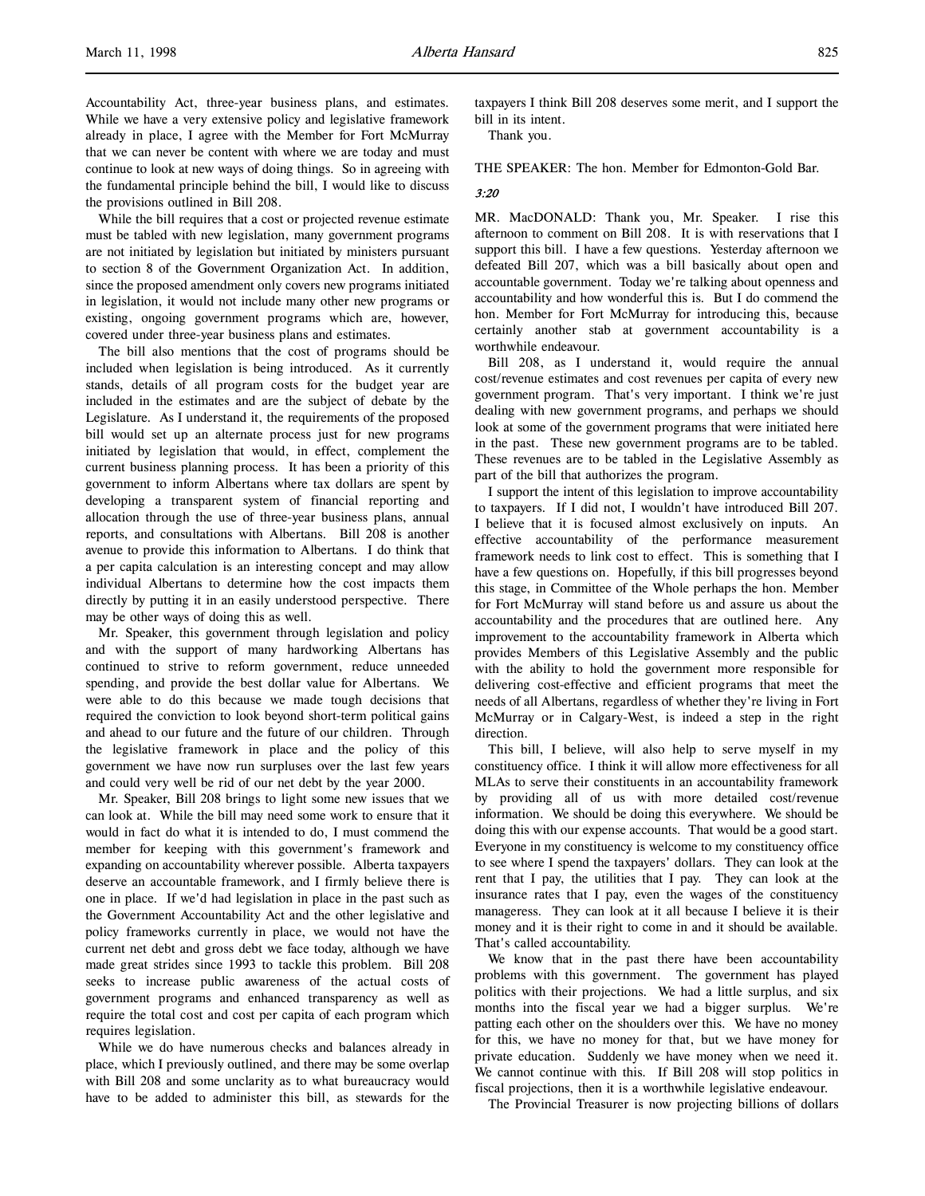Accountability Act, three-year business plans, and estimates. While we have a very extensive policy and legislative framework already in place, I agree with the Member for Fort McMurray that we can never be content with where we are today and must continue to look at new ways of doing things. So in agreeing with the fundamental principle behind the bill, I would like to discuss the provisions outlined in Bill 208.

While the bill requires that a cost or projected revenue estimate must be tabled with new legislation, many government programs are not initiated by legislation but initiated by ministers pursuant to section 8 of the Government Organization Act. In addition, since the proposed amendment only covers new programs initiated in legislation, it would not include many other new programs or existing, ongoing government programs which are, however, covered under three-year business plans and estimates.

The bill also mentions that the cost of programs should be included when legislation is being introduced. As it currently stands, details of all program costs for the budget year are included in the estimates and are the subject of debate by the Legislature. As I understand it, the requirements of the proposed bill would set up an alternate process just for new programs initiated by legislation that would, in effect, complement the current business planning process. It has been a priority of this government to inform Albertans where tax dollars are spent by developing a transparent system of financial reporting and allocation through the use of three-year business plans, annual reports, and consultations with Albertans. Bill 208 is another avenue to provide this information to Albertans. I do think that a per capita calculation is an interesting concept and may allow individual Albertans to determine how the cost impacts them directly by putting it in an easily understood perspective. There may be other ways of doing this as well.

Mr. Speaker, this government through legislation and policy and with the support of many hardworking Albertans has continued to strive to reform government, reduce unneeded spending, and provide the best dollar value for Albertans. We were able to do this because we made tough decisions that required the conviction to look beyond short-term political gains and ahead to our future and the future of our children. Through the legislative framework in place and the policy of this government we have now run surpluses over the last few years and could very well be rid of our net debt by the year 2000.

Mr. Speaker, Bill 208 brings to light some new issues that we can look at. While the bill may need some work to ensure that it would in fact do what it is intended to do, I must commend the member for keeping with this government's framework and expanding on accountability wherever possible. Alberta taxpayers deserve an accountable framework, and I firmly believe there is one in place. If we'd had legislation in place in the past such as the Government Accountability Act and the other legislative and policy frameworks currently in place, we would not have the current net debt and gross debt we face today, although we have made great strides since 1993 to tackle this problem. Bill 208 seeks to increase public awareness of the actual costs of government programs and enhanced transparency as well as require the total cost and cost per capita of each program which requires legislation.

While we do have numerous checks and balances already in place, which I previously outlined, and there may be some overlap with Bill 208 and some unclarity as to what bureaucracy would have to be added to administer this bill, as stewards for the taxpayers I think Bill 208 deserves some merit, and I support the bill in its intent.

Thank you.

THE SPEAKER: The hon. Member for Edmonton-Gold Bar.

*3:20*

MR. MacDONALD: Thank you, Mr. Speaker. I rise this afternoon to comment on Bill 208. It is with reservations that I support this bill. I have a few questions. Yesterday afternoon we defeated Bill 207, which was a bill basically about open and accountable government. Today we're talking about openness and accountability and how wonderful this is. But I do commend the hon. Member for Fort McMurray for introducing this, because certainly another stab at government accountability is a worthwhile endeavour.

Bill 208, as I understand it, would require the annual cost/revenue estimates and cost revenues per capita of every new government program. That's very important. I think we're just dealing with new government programs, and perhaps we should look at some of the government programs that were initiated here in the past. These new government programs are to be tabled. These revenues are to be tabled in the Legislative Assembly as part of the bill that authorizes the program.

I support the intent of this legislation to improve accountability to taxpayers. If I did not, I wouldn't have introduced Bill 207. I believe that it is focused almost exclusively on inputs. An effective accountability of the performance measurement framework needs to link cost to effect. This is something that I have a few questions on. Hopefully, if this bill progresses beyond this stage, in Committee of the Whole perhaps the hon. Member for Fort McMurray will stand before us and assure us about the accountability and the procedures that are outlined here. Any improvement to the accountability framework in Alberta which provides Members of this Legislative Assembly and the public with the ability to hold the government more responsible for delivering cost-effective and efficient programs that meet the needs of all Albertans, regardless of whether they're living in Fort McMurray or in Calgary-West, is indeed a step in the right direction.

This bill, I believe, will also help to serve myself in my constituency office. I think it will allow more effectiveness for all MLAs to serve their constituents in an accountability framework by providing all of us with more detailed cost/revenue information. We should be doing this everywhere. We should be doing this with our expense accounts. That would be a good start. Everyone in my constituency is welcome to my constituency office to see where I spend the taxpayers' dollars. They can look at the rent that I pay, the utilities that I pay. They can look at the insurance rates that I pay, even the wages of the constituency manageress. They can look at it all because I believe it is their money and it is their right to come in and it should be available. That's called accountability.

We know that in the past there have been accountability problems with this government. The government has played politics with their projections. We had a little surplus, and six months into the fiscal year we had a bigger surplus. We're patting each other on the shoulders over this. We have no money for this, we have no money for that, but we have money for private education. Suddenly we have money when we need it. We cannot continue with this. If Bill 208 will stop politics in fiscal projections, then it is a worthwhile legislative endeavour.

The Provincial Treasurer is now projecting billions of dollars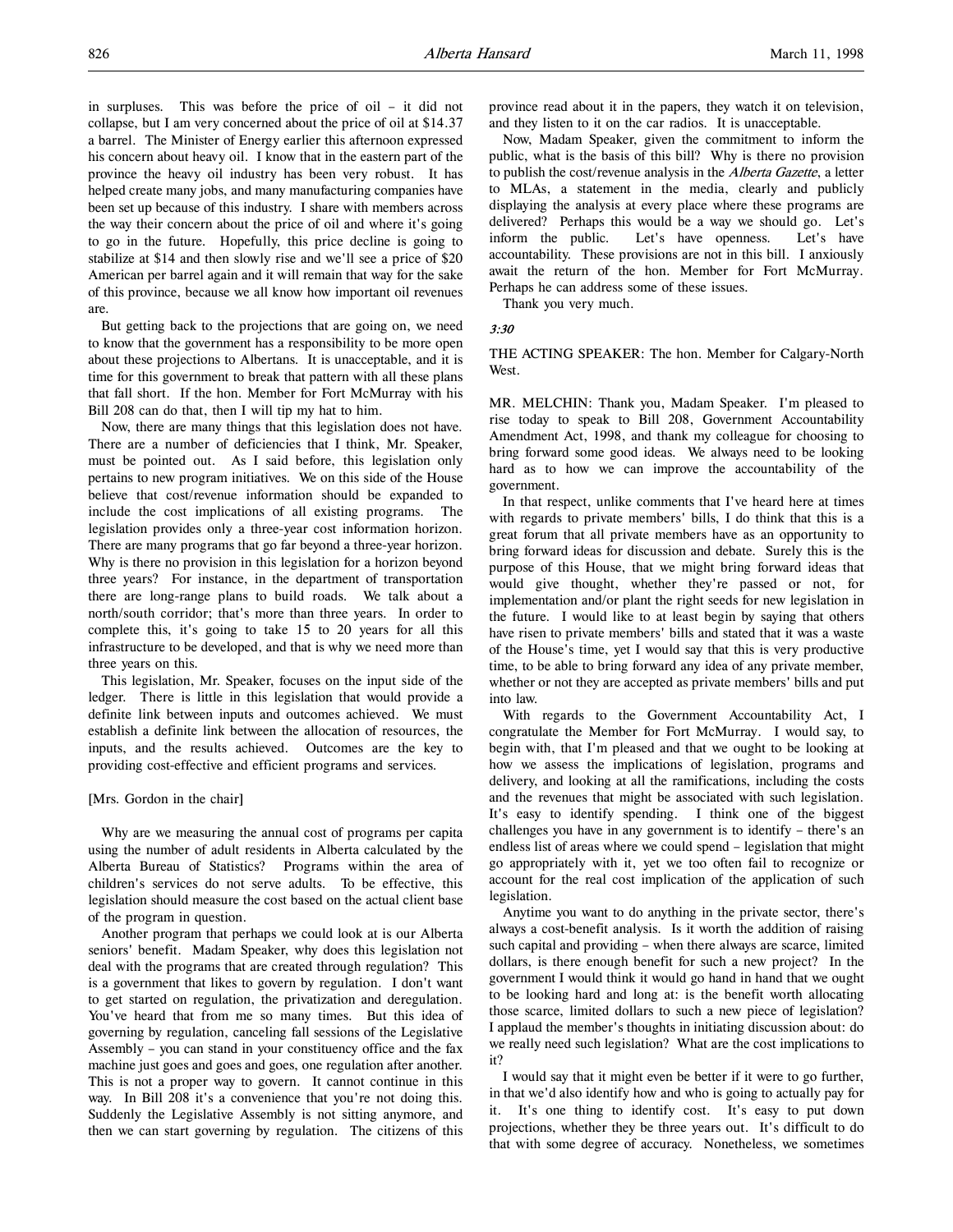in surpluses. This was before the price of oil – it did not collapse, but I am very concerned about the price of oil at $14.37 a barrel. The Minister of Energy earlier this afternoon expressed his concern about heavy oil. I know that in the eastern part of the province the heavy oil industry has been very robust. It has helped create many jobs, and many manufacturing companies have been set up because of this industry. I share with members across the way their concern about the price of oil and where it's going to go in the future. Hopefully, this price decline is going to stabilize at $14 and then slowly rise and we'll see a price of $20 American per barrel again and it will remain that way for the sake of this province, because we all know how important oil revenues are.

But getting back to the projections that are going on, we need to know that the government has a responsibility to be more open about these projections to Albertans. It is unacceptable, and it is time for this government to break that pattern with all these plans that fall short. If the hon. Member for Fort McMurray with his Bill 208 can do that, then I will tip my hat to him.

Now, there are many things that this legislation does not have. There are a number of deficiencies that I think, Mr. Speaker, must be pointed out. As I said before, this legislation only pertains to new program initiatives. We on this side of the House believe that cost/revenue information should be expanded to include the cost implications of all existing programs. The legislation provides only a three-year cost information horizon. There are many programs that go far beyond a three-year horizon. Why is there no provision in this legislation for a horizon beyond three years? For instance, in the department of transportation there are long-range plans to build roads. We talk about a north/south corridor; that's more than three years. In order to complete this, it's going to take 15 to 20 years for all this infrastructure to be developed, and that is why we need more than three years on this.

This legislation, Mr. Speaker, focuses on the input side of the ledger. There is little in this legislation that would provide a definite link between inputs and outcomes achieved. We must establish a definite link between the allocation of resources, the inputs, and the results achieved. Outcomes are the key to providing cost-effective and efficient programs and services.

[Mrs. Gordon in the chair]

Why are we measuring the annual cost of programs per capita using the number of adult residents in Alberta calculated by the Alberta Bureau of Statistics? Programs within the area of children's services do not serve adults. To be effective, this legislation should measure the cost based on the actual client base of the program in question.

Another program that perhaps we could look at is our Alberta seniors' benefit. Madam Speaker, why does this legislation not deal with the programs that are created through regulation? This is a government that likes to govern by regulation. I don't want to get started on regulation, the privatization and deregulation. You've heard that from me so many times. But this idea of governing by regulation, canceling fall sessions of the Legislative Assembly – you can stand in your constituency office and the fax machine just goes and goes and goes, one regulation after another. This is not a proper way to govern. It cannot continue in this way. In Bill 208 it's a convenience that you're not doing this. Suddenly the Legislative Assembly is not sitting anymore, and then we can start governing by regulation. The citizens of this province read about it in the papers, they watch it on television, and they listen to it on the car radios. It is unacceptable.

Now, Madam Speaker, given the commitment to inform the public, what is the basis of this bill? Why is there no provision to publish the cost/revenue analysis in the *Alberta Gazette*, a letter to MLAs, a statement in the media, clearly and publicly displaying the analysis at every place where these programs are delivered? Perhaps this would be a way we should go. Let's inform the public. Let's have openness. Let's have accountability. These provisions are not in this bill. I anxiously await the return of the hon. Member for Fort McMurray. Perhaps he can address some of these issues.

Thank you very much.

*3:30*

THE ACTING SPEAKER: The hon. Member for Calgary-North West.

MR. MELCHIN: Thank you, Madam Speaker. I'm pleased to rise today to speak to Bill 208, Government Accountability Amendment Act, 1998, and thank my colleague for choosing to bring forward some good ideas. We always need to be looking hard as to how we can improve the accountability of the government.

In that respect, unlike comments that I've heard here at times with regards to private members' bills, I do think that this is a great forum that all private members have as an opportunity to bring forward ideas for discussion and debate. Surely this is the purpose of this House, that we might bring forward ideas that would give thought, whether they're passed or not, for implementation and/or plant the right seeds for new legislation in the future. I would like to at least begin by saying that others have risen to private members' bills and stated that it was a waste of the House's time, yet I would say that this is very productive time, to be able to bring forward any idea of any private member, whether or not they are accepted as private members' bills and put into law.

With regards to the Government Accountability Act, I congratulate the Member for Fort McMurray. I would say, to begin with, that I'm pleased and that we ought to be looking at how we assess the implications of legislation, programs and delivery, and looking at all the ramifications, including the costs and the revenues that might be associated with such legislation. It's easy to identify spending. I think one of the biggest challenges you have in any government is to identify – there's an endless list of areas where we could spend – legislation that might go appropriately with it, yet we too often fail to recognize or account for the real cost implication of the application of such legislation.

Anytime you want to do anything in the private sector, there's always a cost-benefit analysis. Is it worth the addition of raising such capital and providing – when there always are scarce, limited dollars, is there enough benefit for such a new project? In the government I would think it would go hand in hand that we ought to be looking hard and long at: is the benefit worth allocating those scarce, limited dollars to such a new piece of legislation? I applaud the member's thoughts in initiating discussion about: do we really need such legislation? What are the cost implications to it?

I would say that it might even be better if it were to go further, in that we'd also identify how and who is going to actually pay for it. It's one thing to identify cost. It's easy to put down projections, whether they be three years out. It's difficult to do that with some degree of accuracy. Nonetheless, we sometimes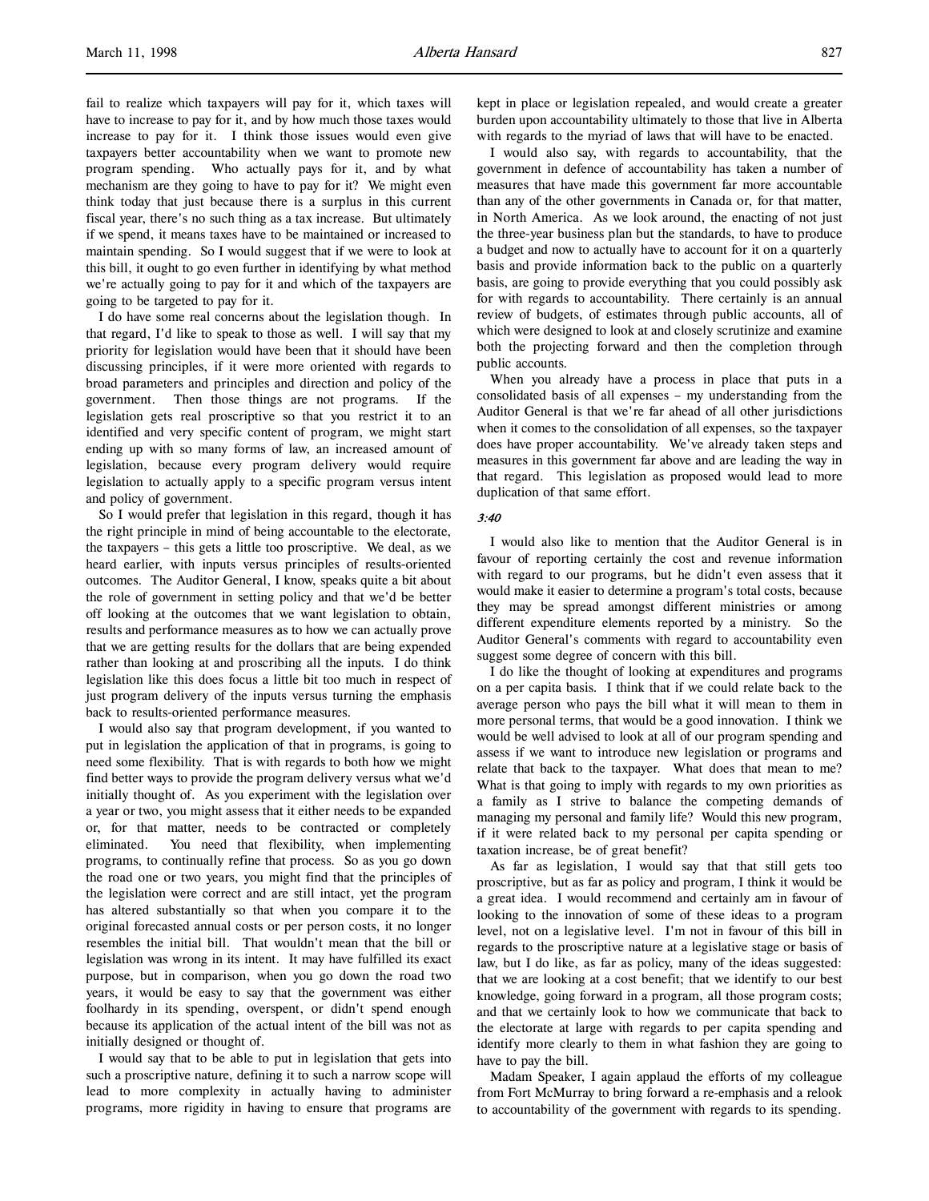fail to realize which taxpayers will pay for it, which taxes will have to increase to pay for it, and by how much those taxes would increase to pay for it. I think those issues would even give taxpayers better accountability when we want to promote new program spending. Who actually pays for it, and by what mechanism are they going to have to pay for it? We might even think today that just because there is a surplus in this current fiscal year, there's no such thing as a tax increase. But ultimately if we spend, it means taxes have to be maintained or increased to maintain spending. So I would suggest that if we were to look at this bill, it ought to go even further in identifying by what method we're actually going to pay for it and which of the taxpayers are going to be targeted to pay for it.

I do have some real concerns about the legislation though. In that regard, I'd like to speak to those as well. I will say that my priority for legislation would have been that it should have been discussing principles, if it were more oriented with regards to broad parameters and principles and direction and policy of the government. Then those things are not programs. If the legislation gets real proscriptive so that you restrict it to an identified and very specific content of program, we might start ending up with so many forms of law, an increased amount of legislation, because every program delivery would require legislation to actually apply to a specific program versus intent and policy of government.

So I would prefer that legislation in this regard, though it has the right principle in mind of being accountable to the electorate, the taxpayers – this gets a little too proscriptive. We deal, as we heard earlier, with inputs versus principles of results-oriented outcomes. The Auditor General, I know, speaks quite a bit about the role of government in setting policy and that we'd be better off looking at the outcomes that we want legislation to obtain, results and performance measures as to how we can actually prove that we are getting results for the dollars that are being expended rather than looking at and proscribing all the inputs. I do think legislation like this does focus a little bit too much in respect of just program delivery of the inputs versus turning the emphasis back to results-oriented performance measures.

I would also say that program development, if you wanted to put in legislation the application of that in programs, is going to need some flexibility. That is with regards to both how we might find better ways to provide the program delivery versus what we'd initially thought of. As you experiment with the legislation over a year or two, you might assess that it either needs to be expanded or, for that matter, needs to be contracted or completely eliminated. You need that flexibility, when implementing programs, to continually refine that process. So as you go down the road one or two years, you might find that the principles of the legislation were correct and are still intact, yet the program has altered substantially so that when you compare it to the original forecasted annual costs or per person costs, it no longer resembles the initial bill. That wouldn't mean that the bill or legislation was wrong in its intent. It may have fulfilled its exact purpose, but in comparison, when you go down the road two years, it would be easy to say that the government was either foolhardy in its spending, overspent, or didn't spend enough because its application of the actual intent of the bill was not as initially designed or thought of.

I would say that to be able to put in legislation that gets into such a proscriptive nature, defining it to such a narrow scope will lead to more complexity in actually having to administer programs, more rigidity in having to ensure that programs are kept in place or legislation repealed, and would create a greater burden upon accountability ultimately to those that live in Alberta with regards to the myriad of laws that will have to be enacted.

I would also say, with regards to accountability, that the government in defence of accountability has taken a number of measures that have made this government far more accountable than any of the other governments in Canada or, for that matter, in North America. As we look around, the enacting of not just the three-year business plan but the standards, to have to produce a budget and now to actually have to account for it on a quarterly basis and provide information back to the public on a quarterly basis, are going to provide everything that you could possibly ask for with regards to accountability. There certainly is an annual review of budgets, of estimates through public accounts, all of which were designed to look at and closely scrutinize and examine both the projecting forward and then the completion through public accounts.

When you already have a process in place that puts in a consolidated basis of all expenses – my understanding from the Auditor General is that we're far ahead of all other jurisdictions when it comes to the consolidation of all expenses, so the taxpayer does have proper accountability. We've already taken steps and measures in this government far above and are leading the way in that regard. This legislation as proposed would lead to more duplication of that same effort.

*3:40*

I would also like to mention that the Auditor General is in favour of reporting certainly the cost and revenue information with regard to our programs, but he didn't even assess that it would make it easier to determine a program's total costs, because they may be spread amongst different ministries or among different expenditure elements reported by a ministry. So the Auditor General's comments with regard to accountability even suggest some degree of concern with this bill.

I do like the thought of looking at expenditures and programs on a per capita basis. I think that if we could relate back to the average person who pays the bill what it will mean to them in more personal terms, that would be a good innovation. I think we would be well advised to look at all of our program spending and assess if we want to introduce new legislation or programs and relate that back to the taxpayer. What does that mean to me? What is that going to imply with regards to my own priorities as a family as I strive to balance the competing demands of managing my personal and family life? Would this new program, if it were related back to my personal per capita spending or taxation increase, be of great benefit?

As far as legislation, I would say that that still gets too proscriptive, but as far as policy and program, I think it would be a great idea. I would recommend and certainly am in favour of looking to the innovation of some of these ideas to a program level, not on a legislative level. I'm not in favour of this bill in regards to the proscriptive nature at a legislative stage or basis of law, but I do like, as far as policy, many of the ideas suggested: that we are looking at a cost benefit; that we identify to our best knowledge, going forward in a program, all those program costs; and that we certainly look to how we communicate that back to the electorate at large with regards to per capita spending and identify more clearly to them in what fashion they are going to have to pay the bill.

Madam Speaker, I again applaud the efforts of my colleague from Fort McMurray to bring forward a re-emphasis and a relook to accountability of the government with regards to its spending.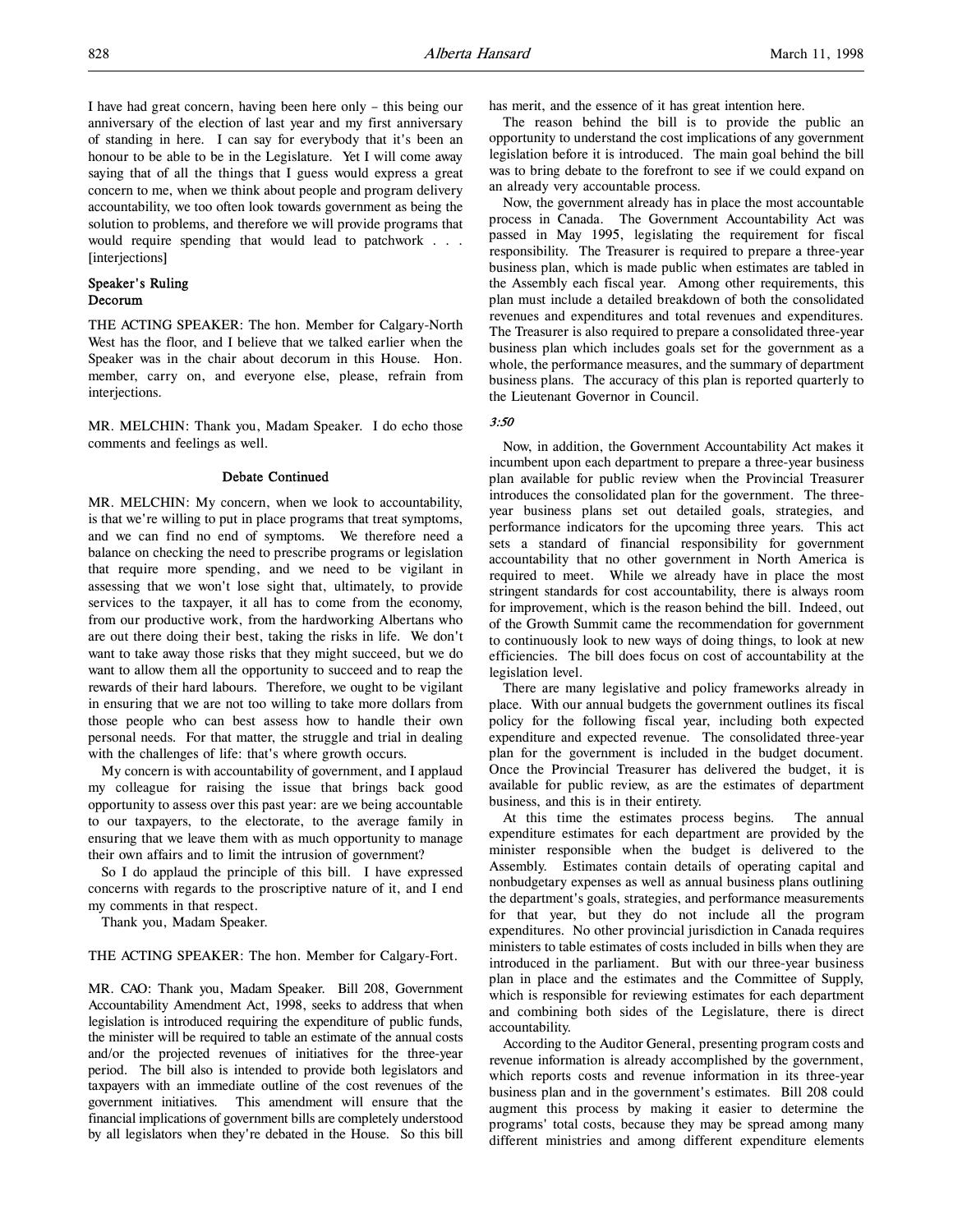I have had great concern, having been here only – this being our anniversary of the election of last year and my first anniversary of standing in here. I can say for everybody that it's been an honour to be able to be in the Legislature. Yet I will come away saying that of all the things that I guess would express a great concern to me, when we think about people and program delivery accountability, we too often look towards government as being the solution to problems, and therefore we will provide programs that would require spending that would lead to patchwork . . . [interjections]

**Speaker's Ruling**
**Decorum**

THE ACTING SPEAKER: The hon. Member for Calgary-North West has the floor, and I believe that we talked earlier when the Speaker was in the chair about decorum in this House. Hon. member, carry on, and everyone else, please, refrain from interjections.

MR. MELCHIN: Thank you, Madam Speaker. I do echo those comments and feelings as well.

**Debate Continued**

MR. MELCHIN: My concern, when we look to accountability, is that we're willing to put in place programs that treat symptoms, and we can find no end of symptoms. We therefore need a balance on checking the need to prescribe programs or legislation that require more spending, and we need to be vigilant in assessing that we won't lose sight that, ultimately, to provide services to the taxpayer, it all has to come from the economy, from our productive work, from the hardworking Albertans who are out there doing their best, taking the risks in life. We don't want to take away those risks that they might succeed, but we do want to allow them all the opportunity to succeed and to reap the rewards of their hard labours. Therefore, we ought to be vigilant in ensuring that we are not too willing to take more dollars from those people who can best assess how to handle their own personal needs. For that matter, the struggle and trial in dealing with the challenges of life: that's where growth occurs.

My concern is with accountability of government, and I applaud my colleague for raising the issue that brings back good opportunity to assess over this past year: are we being accountable to our taxpayers, to the electorate, to the average family in ensuring that we leave them with as much opportunity to manage their own affairs and to limit the intrusion of government?

So I do applaud the principle of this bill. I have expressed concerns with regards to the proscriptive nature of it, and I end my comments in that respect.

Thank you, Madam Speaker.

THE ACTING SPEAKER: The hon. Member for Calgary-Fort.

MR. CAO: Thank you, Madam Speaker. Bill 208, Government Accountability Amendment Act, 1998, seeks to address that when legislation is introduced requiring the expenditure of public funds, the minister will be required to table an estimate of the annual costs and/or the projected revenues of initiatives for the three-year period. The bill also is intended to provide both legislators and taxpayers with an immediate outline of the cost revenues of the government initiatives. This amendment will ensure that the financial implications of government bills are completely understood by all legislators when they're debated in the House. So this bill has merit, and the essence of it has great intention here.

The reason behind the bill is to provide the public an opportunity to understand the cost implications of any government legislation before it is introduced. The main goal behind the bill was to bring debate to the forefront to see if we could expand on an already very accountable process.

Now, the government already has in place the most accountable process in Canada. The Government Accountability Act was passed in May 1995, legislating the requirement for fiscal responsibility. The Treasurer is required to prepare a three-year business plan, which is made public when estimates are tabled in the Assembly each fiscal year. Among other requirements, this plan must include a detailed breakdown of both the consolidated revenues and expenditures and total revenues and expenditures. The Treasurer is also required to prepare a consolidated three-year business plan which includes goals set for the government as a whole, the performance measures, and the summary of department business plans. The accuracy of this plan is reported quarterly to the Lieutenant Governor in Council.

*3:50*

Now, in addition, the Government Accountability Act makes it incumbent upon each department to prepare a three-year business plan available for public review when the Provincial Treasurer introduces the consolidated plan for the government. The three-year business plans set out detailed goals, strategies, and performance indicators for the upcoming three years. This act sets a standard of financial responsibility for government accountability that no other government in North America is required to meet. While we already have in place the most stringent standards for cost accountability, there is always room for improvement, which is the reason behind the bill. Indeed, out of the Growth Summit came the recommendation for government to continuously look to new ways of doing things, to look at new efficiencies. The bill does focus on cost of accountability at the legislation level.

There are many legislative and policy frameworks already in place. With our annual budgets the government outlines its fiscal policy for the following fiscal year, including both expected expenditure and expected revenue. The consolidated three-year plan for the government is included in the budget document. Once the Provincial Treasurer has delivered the budget, it is available for public review, as are the estimates of department business, and this is in their entirety.

At this time the estimates process begins. The annual expenditure estimates for each department are provided by the minister responsible when the budget is delivered to the Assembly. Estimates contain details of operating capital and nonbudgetary expenses as well as annual business plans outlining the department's goals, strategies, and performance measurements for that year, but they do not include all the program expenditures. No other provincial jurisdiction in Canada requires ministers to table estimates of costs included in bills when they are introduced in the parliament. But with our three-year business plan in place and the estimates and the Committee of Supply, which is responsible for reviewing estimates for each department and combining both sides of the Legislature, there is direct accountability.

According to the Auditor General, presenting program costs and revenue information is already accomplished by the government, which reports costs and revenue information in its three-year business plan and in the government's estimates. Bill 208 could augment this process by making it easier to determine the programs' total costs, because they may be spread among many different ministries and among different expenditure elements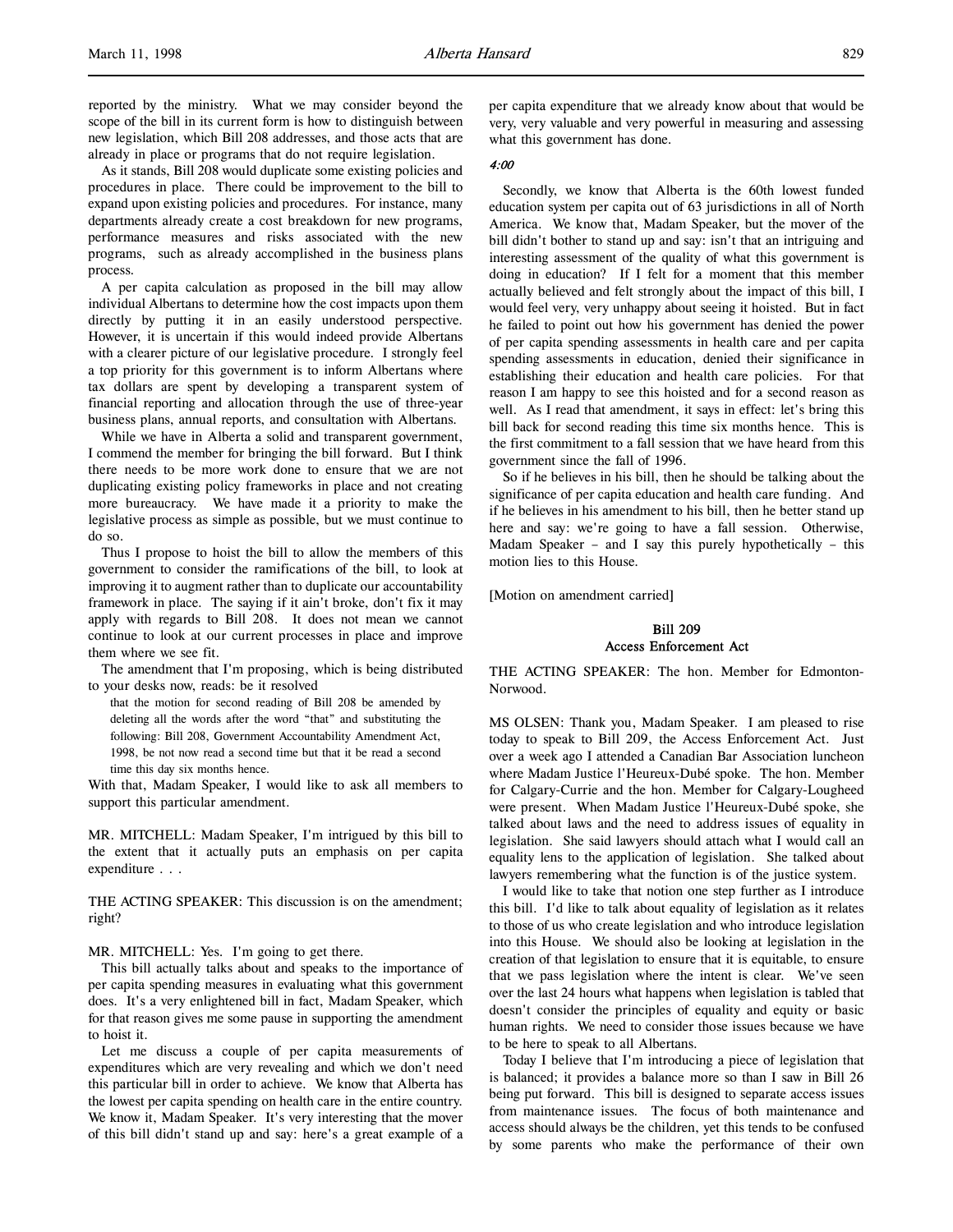reported by the ministry. What we may consider beyond the scope of the bill in its current form is how to distinguish between new legislation, which Bill 208 addresses, and those acts that are already in place or programs that do not require legislation.

As it stands, Bill 208 would duplicate some existing policies and procedures in place. There could be improvement to the bill to expand upon existing policies and procedures. For instance, many departments already create a cost breakdown for new programs, performance measures and risks associated with the new programs, such as already accomplished in the business plans process.

A per capita calculation as proposed in the bill may allow individual Albertans to determine how the cost impacts upon them directly by putting it in an easily understood perspective. However, it is uncertain if this would indeed provide Albertans with a clearer picture of our legislative procedure. I strongly feel a top priority for this government is to inform Albertans where tax dollars are spent by developing a transparent system of financial reporting and allocation through the use of three-year business plans, annual reports, and consultation with Albertans.

While we have in Alberta a solid and transparent government, I commend the member for bringing the bill forward. But I think there needs to be more work done to ensure that we are not duplicating existing policy frameworks in place and not creating more bureaucracy. We have made it a priority to make the legislative process as simple as possible, but we must continue to do so.

Thus I propose to hoist the bill to allow the members of this government to consider the ramifications of the bill, to look at improving it to augment rather than to duplicate our accountability framework in place. The saying if it ain't broke, don't fix it may apply with regards to Bill 208. It does not mean we cannot continue to look at our current processes in place and improve them where we see fit.

The amendment that I'm proposing, which is being distributed to your desks now, reads: be it resolved

> that the motion for second reading of Bill 208 be amended by deleting all the words after the word "that" and substituting the following: Bill 208, Government Accountability Amendment Act, 1998, be not now read a second time but that it be read a second time this day six months hence.

With that, Madam Speaker, I would like to ask all members to support this particular amendment.

MR. MITCHELL: Madam Speaker, I'm intrigued by this bill to the extent that it actually puts an emphasis on per capita expenditure . . .

THE ACTING SPEAKER: This discussion is on the amendment; right?

MR. MITCHELL: Yes. I'm going to get there.

This bill actually talks about and speaks to the importance of per capita spending measures in evaluating what this government does. It's a very enlightened bill in fact, Madam Speaker, which for that reason gives me some pause in supporting the amendment to hoist it.

Let me discuss a couple of per capita measurements of expenditures which are very revealing and which we don't need this particular bill in order to achieve. We know that Alberta has the lowest per capita spending on health care in the entire country. We know it, Madam Speaker. It's very interesting that the mover of this bill didn't stand up and say: here's a great example of a per capita expenditure that we already know about that would be very, very valuable and very powerful in measuring and assessing what this government has done.

*4:00*

Secondly, we know that Alberta is the 60th lowest funded education system per capita out of 63 jurisdictions in all of North America. We know that, Madam Speaker, but the mover of the bill didn't bother to stand up and say: isn't that an intriguing and interesting assessment of the quality of what this government is doing in education? If I felt for a moment that this member actually believed and felt strongly about the impact of this bill, I would feel very, very unhappy about seeing it hoisted. But in fact he failed to point out how his government has denied the power of per capita spending assessments in health care and per capita spending assessments in education, denied their significance in establishing their education and health care policies. For that reason I am happy to see this hoisted and for a second reason as well. As I read that amendment, it says in effect: let's bring this bill back for second reading this time six months hence. This is the first commitment to a fall session that we have heard from this government since the fall of 1996.

So if he believes in his bill, then he should be talking about the significance of per capita education and health care funding. And if he believes in his amendment to his bill, then he better stand up here and say: we're going to have a fall session. Otherwise, Madam Speaker – and I say this purely hypothetically – this motion lies to this House.

[Motion on amendment carried]

## Bill 209
## Access Enforcement Act

THE ACTING SPEAKER: The hon. Member for Edmonton-Norwood.

MS OLSEN: Thank you, Madam Speaker. I am pleased to rise today to speak to Bill 209, the Access Enforcement Act. Just over a week ago I attended a Canadian Bar Association luncheon where Madam Justice l'Heureux-Dubé spoke. The hon. Member for Calgary-Currie and the hon. Member for Calgary-Lougheed were present. When Madam Justice l'Heureux-Dubé spoke, she talked about laws and the need to address issues of equality in legislation. She said lawyers should attach what I would call an equality lens to the application of legislation. She talked about lawyers remembering what the function is of the justice system.

I would like to take that notion one step further as I introduce this bill. I'd like to talk about equality of legislation as it relates to those of us who create legislation and who introduce legislation into this House. We should also be looking at legislation in the creation of that legislation to ensure that it is equitable, to ensure that we pass legislation where the intent is clear. We've seen over the last 24 hours what happens when legislation is tabled that doesn't consider the principles of equality and equity or basic human rights. We need to consider those issues because we have to be here to speak to all Albertans.

Today I believe that I'm introducing a piece of legislation that is balanced; it provides a balance more so than I saw in Bill 26 being put forward. This bill is designed to separate access issues from maintenance issues. The focus of both maintenance and access should always be the children, yet this tends to be confused by some parents who make the performance of their own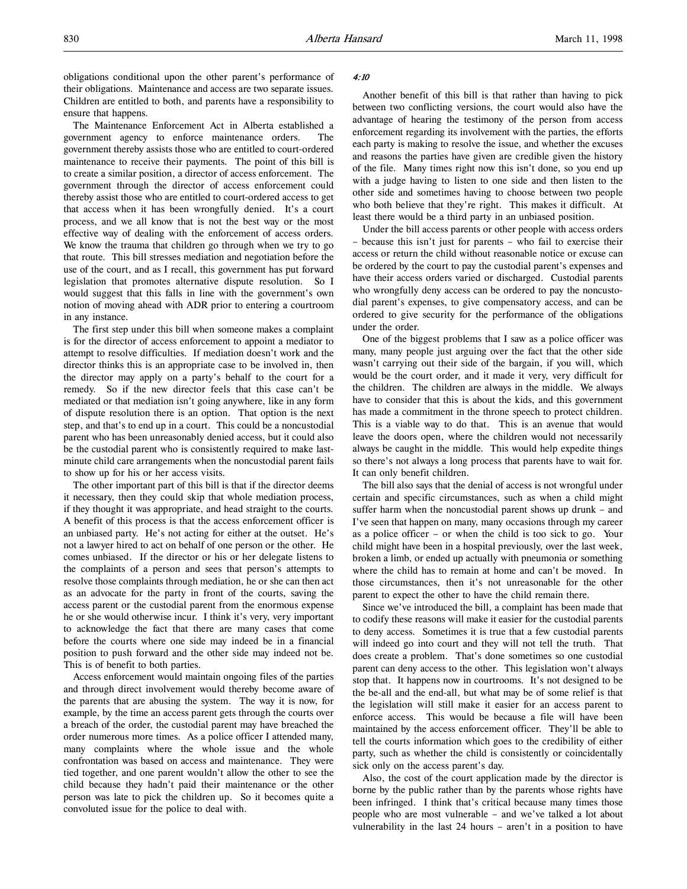obligations conditional upon the other parent's performance of their obligations. Maintenance and access are two separate issues. Children are entitled to both, and parents have a responsibility to ensure that happens.

The Maintenance Enforcement Act in Alberta established a government agency to enforce maintenance orders. The government thereby assists those who are entitled to court-ordered maintenance to receive their payments. The point of this bill is to create a similar position, a director of access enforcement. The government through the director of access enforcement could thereby assist those who are entitled to court-ordered access to get that access when it has been wrongfully denied. It's a court process, and we all know that is not the best way or the most effective way of dealing with the enforcement of access orders. We know the trauma that children go through when we try to go that route. This bill stresses mediation and negotiation before the use of the court, and as I recall, this government has put forward legislation that promotes alternative dispute resolution. So I would suggest that this falls in line with the government's own notion of moving ahead with ADR prior to entering a courtroom in any instance.

The first step under this bill when someone makes a complaint is for the director of access enforcement to appoint a mediator to attempt to resolve difficulties. If mediation doesn't work and the director thinks this is an appropriate case to be involved in, then the director may apply on a party's behalf to the court for a remedy. So if the new director feels that this case can't be mediated or that mediation isn't going anywhere, like in any form of dispute resolution there is an option. That option is the next step, and that's to end up in a court. This could be a noncustodial parent who has been unreasonably denied access, but it could also be the custodial parent who is consistently required to make last-minute child care arrangements when the noncustodial parent fails to show up for his or her access visits.

The other important part of this bill is that if the director deems it necessary, then they could skip that whole mediation process, if they thought it was appropriate, and head straight to the courts. A benefit of this process is that the access enforcement officer is an unbiased party. He's not acting for either at the outset. He's not a lawyer hired to act on behalf of one person or the other. He comes unbiased. If the director or his or her delegate listens to the complaints of a person and sees that person's attempts to resolve those complaints through mediation, he or she can then act as an advocate for the party in front of the courts, saving the access parent or the custodial parent from the enormous expense he or she would otherwise incur. I think it's very, very important to acknowledge the fact that there are many cases that come before the courts where one side may indeed be in a financial position to push forward and the other side may indeed not be. This is of benefit to both parties.

Access enforcement would maintain ongoing files of the parties and through direct involvement would thereby become aware of the parents that are abusing the system. The way it is now, for example, by the time an access parent gets through the courts over a breach of the order, the custodial parent may have breached the order numerous more times. As a police officer I attended many, many complaints where the whole issue and the whole confrontation was based on access and maintenance. They were tied together, and one parent wouldn't allow the other to see the child because they hadn't paid their maintenance or the other person was late to pick the children up. So it becomes quite a convoluted issue for the police to deal with.

*4:10*

Another benefit of this bill is that rather than having to pick between two conflicting versions, the court would also have the advantage of hearing the testimony of the person from access enforcement regarding its involvement with the parties, the efforts each party is making to resolve the issue, and whether the excuses and reasons the parties have given are credible given the history of the file. Many times right now this isn't done, so you end up with a judge having to listen to one side and then listen to the other side and sometimes having to choose between two people who both believe that they're right. This makes it difficult. At least there would be a third party in an unbiased position.

Under the bill access parents or other people with access orders – because this isn't just for parents – who fail to exercise their access or return the child without reasonable notice or excuse can be ordered by the court to pay the custodial parent's expenses and have their access orders varied or discharged. Custodial parents who wrongfully deny access can be ordered to pay the noncustodial parent's expenses, to give compensatory access, and can be ordered to give security for the performance of the obligations under the order.

One of the biggest problems that I saw as a police officer was many, many people just arguing over the fact that the other side wasn't carrying out their side of the bargain, if you will, which would be the court order, and it made it very, very difficult for the children. The children are always in the middle. We always have to consider that this is about the kids, and this government has made a commitment in the throne speech to protect children. This is a viable way to do that. This is an avenue that would leave the doors open, where the children would not necessarily always be caught in the middle. This would help expedite things so there's not always a long process that parents have to wait for. It can only benefit children.

The bill also says that the denial of access is not wrongful under certain and specific circumstances, such as when a child might suffer harm when the noncustodial parent shows up drunk – and I've seen that happen on many, many occasions through my career as a police officer – or when the child is too sick to go. Your child might have been in a hospital previously, over the last week, broken a limb, or ended up actually with pneumonia or something where the child has to remain at home and can't be moved. In those circumstances, then it's not unreasonable for the other parent to expect the other to have the child remain there.

Since we've introduced the bill, a complaint has been made that to codify these reasons will make it easier for the custodial parents to deny access. Sometimes it is true that a few custodial parents will indeed go into court and they will not tell the truth. That does create a problem. That's done sometimes so one custodial parent can deny access to the other. This legislation won't always stop that. It happens now in courtrooms. It's not designed to be the be-all and the end-all, but what may be of some relief is that the legislation will still make it easier for an access parent to enforce access. This would be because a file will have been maintained by the access enforcement officer. They'll be able to tell the courts information which goes to the credibility of either party, such as whether the child is consistently or coincidentally sick only on the access parent's day.

Also, the cost of the court application made by the director is borne by the public rather than by the parents whose rights have been infringed. I think that's critical because many times those people who are most vulnerable – and we've talked a lot about vulnerability in the last 24 hours – aren't in a position to have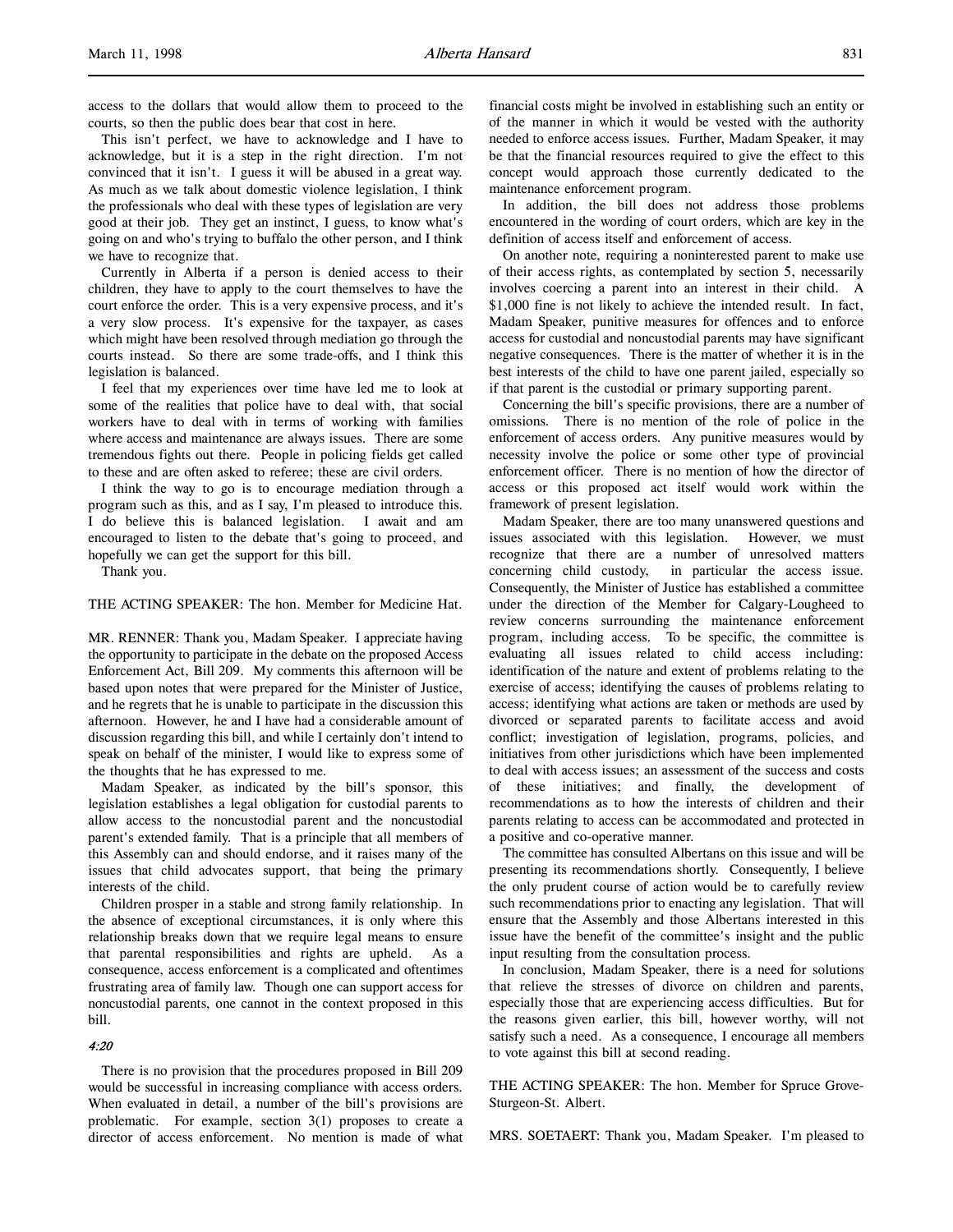access to the dollars that would allow them to proceed to the courts, so then the public does bear that cost in here.

This isn't perfect, we have to acknowledge and I have to acknowledge, but it is a step in the right direction. I'm not convinced that it isn't. I guess it will be abused in a great way. As much as we talk about domestic violence legislation, I think the professionals who deal with these types of legislation are very good at their job. They get an instinct, I guess, to know what's going on and who's trying to buffalo the other person, and I think we have to recognize that.

Currently in Alberta if a person is denied access to their children, they have to apply to the court themselves to have the court enforce the order. This is a very expensive process, and it's a very slow process. It's expensive for the taxpayer, as cases which might have been resolved through mediation go through the courts instead. So there are some trade-offs, and I think this legislation is balanced.

I feel that my experiences over time have led me to look at some of the realities that police have to deal with, that social workers have to deal with in terms of working with families where access and maintenance are always issues. There are some tremendous fights out there. People in policing fields get called to these and are often asked to referee; these are civil orders.

I think the way to go is to encourage mediation through a program such as this, and as I say, I'm pleased to introduce this. I do believe this is balanced legislation. I await and am encouraged to listen to the debate that's going to proceed, and hopefully we can get the support for this bill.

Thank you.

THE ACTING SPEAKER: The hon. Member for Medicine Hat.

MR. RENNER: Thank you, Madam Speaker. I appreciate having the opportunity to participate in the debate on the proposed Access Enforcement Act, Bill 209. My comments this afternoon will be based upon notes that were prepared for the Minister of Justice, and he regrets that he is unable to participate in the discussion this afternoon. However, he and I have had a considerable amount of discussion regarding this bill, and while I certainly don't intend to speak on behalf of the minister, I would like to express some of the thoughts that he has expressed to me.

Madam Speaker, as indicated by the bill's sponsor, this legislation establishes a legal obligation for custodial parents to allow access to the noncustodial parent and the noncustodial parent's extended family. That is a principle that all members of this Assembly can and should endorse, and it raises many of the issues that child advocates support, that being the primary interests of the child.

Children prosper in a stable and strong family relationship. In the absence of exceptional circumstances, it is only where this relationship breaks down that we require legal means to ensure that parental responsibilities and rights are upheld. As a consequence, access enforcement is a complicated and oftentimes frustrating area of family law. Though one can support access for noncustodial parents, one cannot in the context proposed in this bill.

*4:20*

There is no provision that the procedures proposed in Bill 209 would be successful in increasing compliance with access orders. When evaluated in detail, a number of the bill's provisions are problematic. For example, section 3(1) proposes to create a director of access enforcement. No mention is made of what financial costs might be involved in establishing such an entity or of the manner in which it would be vested with the authority needed to enforce access issues. Further, Madam Speaker, it may be that the financial resources required to give the effect to this concept would approach those currently dedicated to the maintenance enforcement program.

In addition, the bill does not address those problems encountered in the wording of court orders, which are key in the definition of access itself and enforcement of access.

On another note, requiring a noninterested parent to make use of their access rights, as contemplated by section 5, necessarily involves coercing a parent into an interest in their child. A $1,000 fine is not likely to achieve the intended result. In fact, Madam Speaker, punitive measures for offences and to enforce access for custodial and noncustodial parents may have significant negative consequences. There is the matter of whether it is in the best interests of the child to have one parent jailed, especially so if that parent is the custodial or primary supporting parent.

Concerning the bill's specific provisions, there are a number of omissions. There is no mention of the role of police in the enforcement of access orders. Any punitive measures would by necessity involve the police or some other type of provincial enforcement officer. There is no mention of how the director of access or this proposed act itself would work within the framework of present legislation.

Madam Speaker, there are too many unanswered questions and issues associated with this legislation. However, we must recognize that there are a number of unresolved matters concerning child custody, in particular the access issue. Consequently, the Minister of Justice has established a committee under the direction of the Member for Calgary-Lougheed to review concerns surrounding the maintenance enforcement program, including access. To be specific, the committee is evaluating all issues related to child access including: identification of the nature and extent of problems relating to the exercise of access; identifying the causes of problems relating to access; identifying what actions are taken or methods are used by divorced or separated parents to facilitate access and avoid conflict; investigation of legislation, programs, policies, and initiatives from other jurisdictions which have been implemented to deal with access issues; an assessment of the success and costs of these initiatives; and finally, the development of recommendations as to how the interests of children and their parents relating to access can be accommodated and protected in a positive and co-operative manner.

The committee has consulted Albertans on this issue and will be presenting its recommendations shortly. Consequently, I believe the only prudent course of action would be to carefully review such recommendations prior to enacting any legislation. That will ensure that the Assembly and those Albertans interested in this issue have the benefit of the committee's insight and the public input resulting from the consultation process.

In conclusion, Madam Speaker, there is a need for solutions that relieve the stresses of divorce on children and parents, especially those that are experiencing access difficulties. But for the reasons given earlier, this bill, however worthy, will not satisfy such a need. As a consequence, I encourage all members to vote against this bill at second reading.

THE ACTING SPEAKER: The hon. Member for Spruce Grove-Sturgeon-St. Albert.

MRS. SOETAERT: Thank you, Madam Speaker. I'm pleased to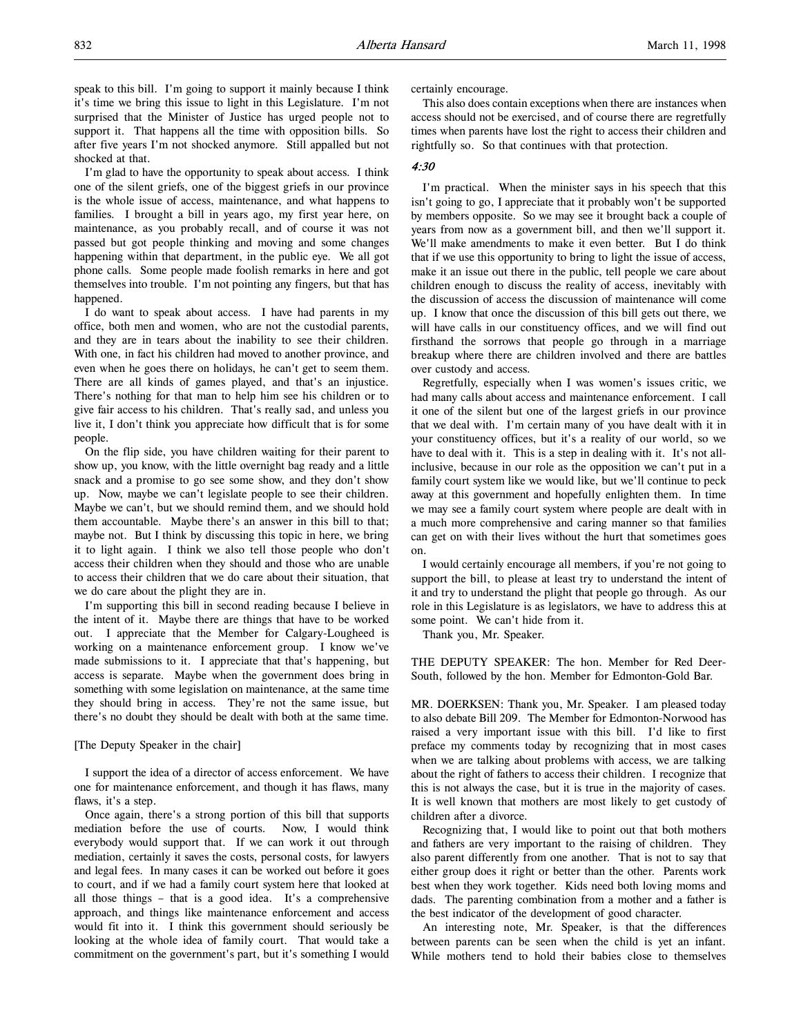speak to this bill. I'm going to support it mainly because I think it's time we bring this issue to light in this Legislature. I'm not surprised that the Minister of Justice has urged people not to support it. That happens all the time with opposition bills. So after five years I'm not shocked anymore. Still appalled but not shocked at that.

I'm glad to have the opportunity to speak about access. I think one of the silent griefs, one of the biggest griefs in our province is the whole issue of access, maintenance, and what happens to families. I brought a bill in years ago, my first year here, on maintenance, as you probably recall, and of course it was not passed but got people thinking and moving and some changes happening within that department, in the public eye. We all got phone calls. Some people made foolish remarks in here and got themselves into trouble. I'm not pointing any fingers, but that has happened.

I do want to speak about access. I have had parents in my office, both men and women, who are not the custodial parents, and they are in tears about the inability to see their children. With one, in fact his children had moved to another province, and even when he goes there on holidays, he can't get to seem them. There are all kinds of games played, and that's an injustice. There's nothing for that man to help him see his children or to give fair access to his children. That's really sad, and unless you live it, I don't think you appreciate how difficult that is for some people.

On the flip side, you have children waiting for their parent to show up, you know, with the little overnight bag ready and a little snack and a promise to go see some show, and they don't show up. Now, maybe we can't legislate people to see their children. Maybe we can't, but we should remind them, and we should hold them accountable. Maybe there's an answer in this bill to that; maybe not. But I think by discussing this topic in here, we bring it to light again. I think we also tell those people who don't access their children when they should and those who are unable to access their children that we do care about their situation, that we do care about the plight they are in.

I'm supporting this bill in second reading because I believe in the intent of it. Maybe there are things that have to be worked out. I appreciate that the Member for Calgary-Lougheed is working on a maintenance enforcement group. I know we've made submissions to it. I appreciate that that's happening, but access is separate. Maybe when the government does bring in something with some legislation on maintenance, at the same time they should bring in access. They're not the same issue, but there's no doubt they should be dealt with both at the same time.

[The Deputy Speaker in the chair]

I support the idea of a director of access enforcement. We have one for maintenance enforcement, and though it has flaws, many flaws, it's a step.

Once again, there's a strong portion of this bill that supports mediation before the use of courts. Now, I would think everybody would support that. If we can work it out through mediation, certainly it saves the costs, personal costs, for lawyers and legal fees. In many cases it can be worked out before it goes to court, and if we had a family court system here that looked at all those things – that is a good idea. It's a comprehensive approach, and things like maintenance enforcement and access would fit into it. I think this government should seriously be looking at the whole idea of family court. That would take a commitment on the government's part, but it's something I would certainly encourage.

This also does contain exceptions when there are instances when access should not be exercised, and of course there are regretfully times when parents have lost the right to access their children and rightfully so. So that continues with that protection.

*4:30*

I'm practical. When the minister says in his speech that this isn't going to go, I appreciate that it probably won't be supported by members opposite. So we may see it brought back a couple of years from now as a government bill, and then we'll support it. We'll make amendments to make it even better. But I do think that if we use this opportunity to bring to light the issue of access, make it an issue out there in the public, tell people we care about children enough to discuss the reality of access, inevitably with the discussion of access the discussion of maintenance will come up. I know that once the discussion of this bill gets out there, we will have calls in our constituency offices, and we will find out firsthand the sorrows that people go through in a marriage breakup where there are children involved and there are battles over custody and access.

Regretfully, especially when I was women's issues critic, we had many calls about access and maintenance enforcement. I call it one of the silent but one of the largest griefs in our province that we deal with. I'm certain many of you have dealt with it in your constituency offices, but it's a reality of our world, so we have to deal with it. This is a step in dealing with it. It's not all-inclusive, because in our role as the opposition we can't put in a family court system like we would like, but we'll continue to peck away at this government and hopefully enlighten them. In time we may see a family court system where people are dealt with in a much more comprehensive and caring manner so that families can get on with their lives without the hurt that sometimes goes on.

I would certainly encourage all members, if you're not going to support the bill, to please at least try to understand the intent of it and try to understand the plight that people go through. As our role in this Legislature is as legislators, we have to address this at some point. We can't hide from it.

Thank you, Mr. Speaker.

THE DEPUTY SPEAKER: The hon. Member for Red Deer-South, followed by the hon. Member for Edmonton-Gold Bar.

MR. DOERKSEN: Thank you, Mr. Speaker. I am pleased today to also debate Bill 209. The Member for Edmonton-Norwood has raised a very important issue with this bill. I'd like to first preface my comments today by recognizing that in most cases when we are talking about problems with access, we are talking about the right of fathers to access their children. I recognize that this is not always the case, but it is true in the majority of cases. It is well known that mothers are most likely to get custody of children after a divorce.

Recognizing that, I would like to point out that both mothers and fathers are very important to the raising of children. They also parent differently from one another. That is not to say that either group does it right or better than the other. Parents work best when they work together. Kids need both loving moms and dads. The parenting combination from a mother and a father is the best indicator of the development of good character.

An interesting note, Mr. Speaker, is that the differences between parents can be seen when the child is yet an infant. While mothers tend to hold their babies close to themselves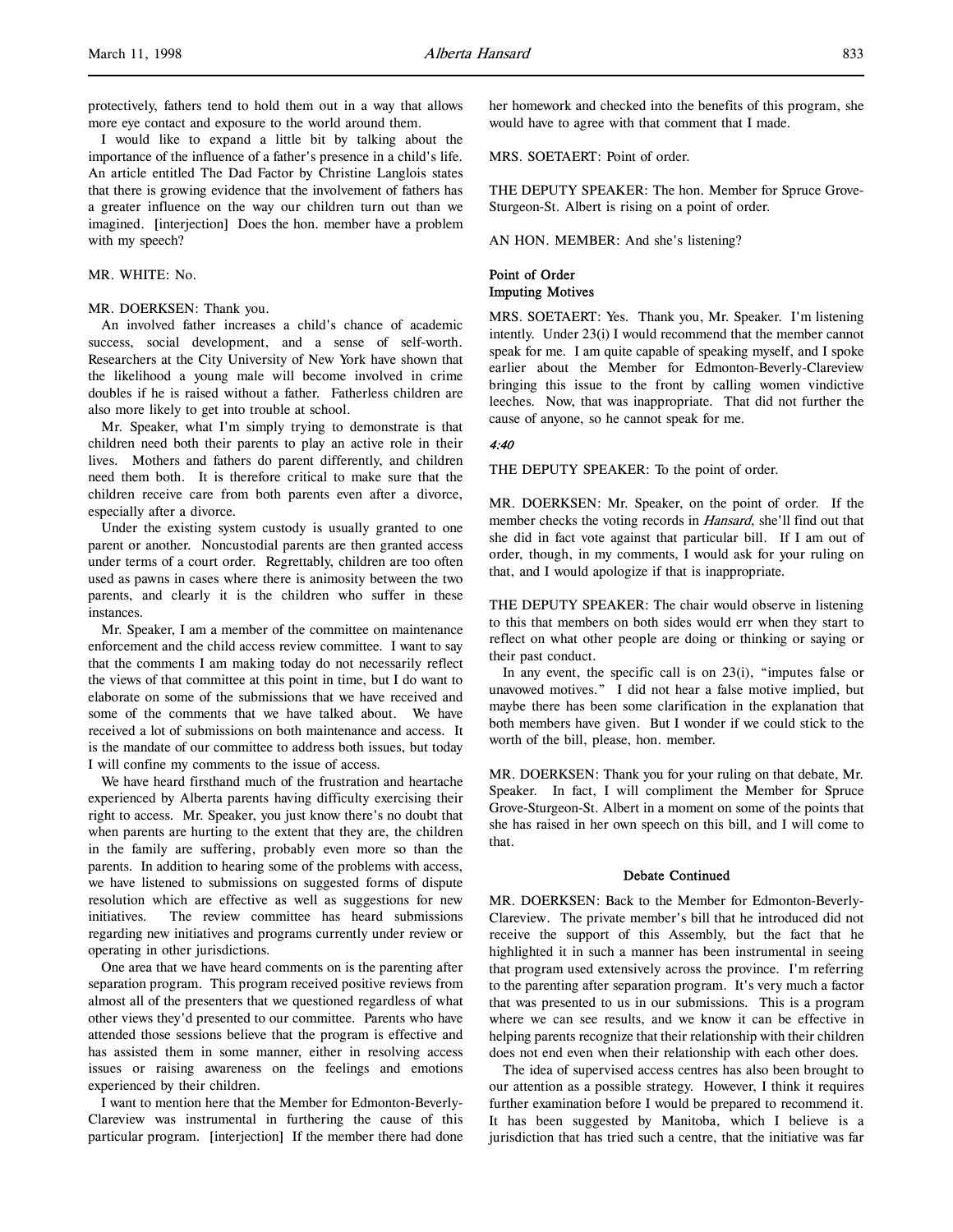protectively, fathers tend to hold them out in a way that allows more eye contact and exposure to the world around them.

I would like to expand a little bit by talking about the importance of the influence of a father's presence in a child's life. An article entitled The Dad Factor by Christine Langlois states that there is growing evidence that the involvement of fathers has a greater influence on the way our children turn out than we imagined. [interjection] Does the hon. member have a problem with my speech?

MR. WHITE: No.

MR. DOERKSEN: Thank you.

An involved father increases a child's chance of academic success, social development, and a sense of self-worth. Researchers at the City University of New York have shown that the likelihood a young male will become involved in crime doubles if he is raised without a father. Fatherless children are also more likely to get into trouble at school.

Mr. Speaker, what I'm simply trying to demonstrate is that children need both their parents to play an active role in their lives. Mothers and fathers do parent differently, and children need them both. It is therefore critical to make sure that the children receive care from both parents even after a divorce, especially after a divorce.

Under the existing system custody is usually granted to one parent or another. Noncustodial parents are then granted access under terms of a court order. Regrettably, children are too often used as pawns in cases where there is animosity between the two parents, and clearly it is the children who suffer in these instances.

Mr. Speaker, I am a member of the committee on maintenance enforcement and the child access review committee. I want to say that the comments I am making today do not necessarily reflect the views of that committee at this point in time, but I do want to elaborate on some of the submissions that we have received and some of the comments that we have talked about. We have received a lot of submissions on both maintenance and access. It is the mandate of our committee to address both issues, but today I will confine my comments to the issue of access.

We have heard firsthand much of the frustration and heartache experienced by Alberta parents having difficulty exercising their right to access. Mr. Speaker, you just know there's no doubt that when parents are hurting to the extent that they are, the children in the family are suffering, probably even more so than the parents. In addition to hearing some of the problems with access, we have listened to submissions on suggested forms of dispute resolution which are effective as well as suggestions for new initiatives. The review committee has heard submissions regarding new initiatives and programs currently under review or operating in other jurisdictions.

One area that we have heard comments on is the parenting after separation program. This program received positive reviews from almost all of the presenters that we questioned regardless of what other views they'd presented to our committee. Parents who have attended those sessions believe that the program is effective and has assisted them in some manner, either in resolving access issues or raising awareness on the feelings and emotions experienced by their children.

I want to mention here that the Member for Edmonton-Beverly-Clareview was instrumental in furthering the cause of this particular program. [interjection] If the member there had done her homework and checked into the benefits of this program, she would have to agree with that comment that I made.

MRS. SOETAERT: Point of order.

THE DEPUTY SPEAKER: The hon. Member for Spruce Grove-Sturgeon-St. Albert is rising on a point of order.

AN HON. MEMBER: And she's listening?

## Point of Order
## Imputing Motives

MRS. SOETAERT: Yes. Thank you, Mr. Speaker. I'm listening intently. Under 23(i) I would recommend that the member cannot speak for me. I am quite capable of speaking myself, and I spoke earlier about the Member for Edmonton-Beverly-Clareview bringing this issue to the front by calling women vindictive leeches. Now, that was inappropriate. That did not further the cause of anyone, so he cannot speak for me.

*4:40*

THE DEPUTY SPEAKER: To the point of order.

MR. DOERKSEN: Mr. Speaker, on the point of order. If the member checks the voting records in *Hansard*, she'll find out that she did in fact vote against that particular bill. If I am out of order, though, in my comments, I would ask for your ruling on that, and I would apologize if that is inappropriate.

THE DEPUTY SPEAKER: The chair would observe in listening to this that members on both sides would err when they start to reflect on what other people are doing or thinking or saying or their past conduct.

In any event, the specific call is on 23(i), "imputes false or unavowed motives." I did not hear a false motive implied, but maybe there has been some clarification in the explanation that both members have given. But I wonder if we could stick to the worth of the bill, please, hon. member.

MR. DOERKSEN: Thank you for your ruling on that debate, Mr. Speaker. In fact, I will compliment the Member for Spruce Grove-Sturgeon-St. Albert in a moment on some of the points that she has raised in her own speech on this bill, and I will come to that.

## Debate Continued

MR. DOERKSEN: Back to the Member for Edmonton-Beverly-Clareview. The private member's bill that he introduced did not receive the support of this Assembly, but the fact that he highlighted it in such a manner has been instrumental in seeing that program used extensively across the province. I'm referring to the parenting after separation program. It's very much a factor that was presented to us in our submissions. This is a program where we can see results, and we know it can be effective in helping parents recognize that their relationship with their children does not end even when their relationship with each other does.

The idea of supervised access centres has also been brought to our attention as a possible strategy. However, I think it requires further examination before I would be prepared to recommend it. It has been suggested by Manitoba, which I believe is a jurisdiction that has tried such a centre, that the initiative was far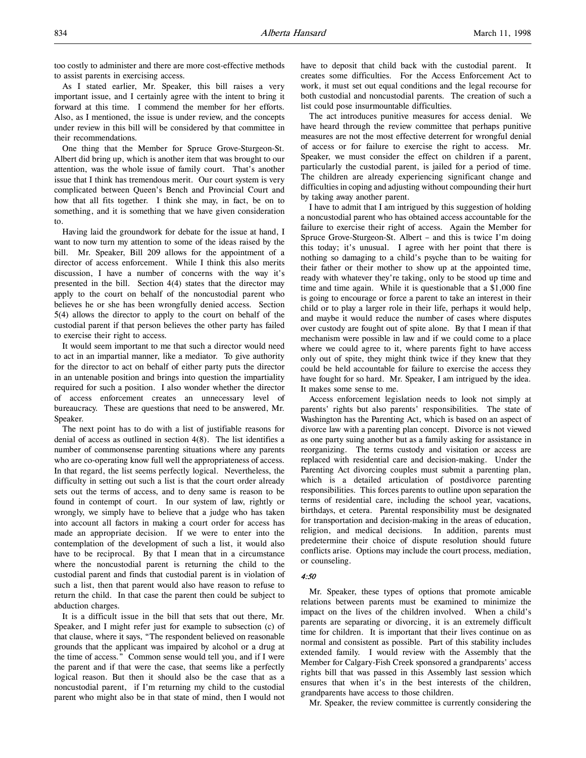too costly to administer and there are more cost-effective methods to assist parents in exercising access.

As I stated earlier, Mr. Speaker, this bill raises a very important issue, and I certainly agree with the intent to bring it forward at this time. I commend the member for her efforts. Also, as I mentioned, the issue is under review, and the concepts under review in this bill will be considered by that committee in their recommendations.

One thing that the Member for Spruce Grove-Sturgeon-St. Albert did bring up, which is another item that was brought to our attention, was the whole issue of family court. That's another issue that I think has tremendous merit. Our court system is very complicated between Queen's Bench and Provincial Court and how that all fits together. I think she may, in fact, be on to something, and it is something that we have given consideration to.

Having laid the groundwork for debate for the issue at hand, I want to now turn my attention to some of the ideas raised by the bill. Mr. Speaker, Bill 209 allows for the appointment of a director of access enforcement. While I think this also merits discussion, I have a number of concerns with the way it's presented in the bill. Section 4(4) states that the director may apply to the court on behalf of the noncustodial parent who believes he or she has been wrongfully denied access. Section 5(4) allows the director to apply to the court on behalf of the custodial parent if that person believes the other party has failed to exercise their right to access.

It would seem important to me that such a director would need to act in an impartial manner, like a mediator. To give authority for the director to act on behalf of either party puts the director in an untenable position and brings into question the impartiality required for such a position. I also wonder whether the director of access enforcement creates an unnecessary level of bureaucracy. These are questions that need to be answered, Mr. Speaker.

The next point has to do with a list of justifiable reasons for denial of access as outlined in section 4(8). The list identifies a number of commonsense parenting situations where any parents who are co-operating know full well the appropriateness of access. In that regard, the list seems perfectly logical. Nevertheless, the difficulty in setting out such a list is that the court order already sets out the terms of access, and to deny same is reason to be found in contempt of court. In our system of law, rightly or wrongly, we simply have to believe that a judge who has taken into account all factors in making a court order for access has made an appropriate decision. If we were to enter into the contemplation of the development of such a list, it would also have to be reciprocal. By that I mean that in a circumstance where the noncustodial parent is returning the child to the custodial parent and finds that custodial parent is in violation of such a list, then that parent would also have reason to refuse to return the child. In that case the parent then could be subject to abduction charges.

It is a difficult issue in the bill that sets that out there, Mr. Speaker, and I might refer just for example to subsection (c) of that clause, where it says, "The respondent believed on reasonable grounds that the applicant was impaired by alcohol or a drug at the time of access." Common sense would tell you, and if I were the parent and if that were the case, that seems like a perfectly logical reason. But then it should also be the case that as a noncustodial parent, if I'm returning my child to the custodial parent who might also be in that state of mind, then I would not have to deposit that child back with the custodial parent. It creates some difficulties. For the Access Enforcement Act to work, it must set out equal conditions and the legal recourse for both custodial and noncustodial parents. The creation of such a list could pose insurmountable difficulties.

The act introduces punitive measures for access denial. We have heard through the review committee that perhaps punitive measures are not the most effective deterrent for wrongful denial of access or for failure to exercise the right to access. Mr. Speaker, we must consider the effect on children if a parent, particularly the custodial parent, is jailed for a period of time. The children are already experiencing significant change and difficulties in coping and adjusting without compounding their hurt by taking away another parent.

I have to admit that I am intrigued by this suggestion of holding a noncustodial parent who has obtained access accountable for the failure to exercise their right of access. Again the Member for Spruce Grove-Sturgeon-St. Albert – and this is twice I'm doing this today; it's unusual. I agree with her point that there is nothing so damaging to a child's psyche than to be waiting for their father or their mother to show up at the appointed time, ready with whatever they're taking, only to be stood up time and time and time again. While it is questionable that a $1,000 fine is going to encourage or force a parent to take an interest in their child or to play a larger role in their life, perhaps it would help, and maybe it would reduce the number of cases where disputes over custody are fought out of spite alone. By that I mean if that mechanism were possible in law and if we could come to a place where we could agree to it, where parents fight to have access only out of spite, they might think twice if they knew that they could be held accountable for failure to exercise the access they have fought for so hard. Mr. Speaker, I am intrigued by the idea. It makes some sense to me.

Access enforcement legislation needs to look not simply at parents' rights but also parents' responsibilities. The state of Washington has the Parenting Act, which is based on an aspect of divorce law with a parenting plan concept. Divorce is not viewed as one party suing another but as a family asking for assistance in reorganizing. The terms custody and visitation or access are replaced with residential care and decision-making. Under the Parenting Act divorcing couples must submit a parenting plan, which is a detailed articulation of postdivorce parenting responsibilities. This forces parents to outline upon separation the terms of residential care, including the school year, vacations, birthdays, et cetera. Parental responsibility must be designated for transportation and decision-making in the areas of education, religion, and medical decisions. In addition, parents must predetermine their choice of dispute resolution should future conflicts arise. Options may include the court process, mediation, or counseling.

*4:50*

Mr. Speaker, these types of options that promote amicable relations between parents must be examined to minimize the impact on the lives of the children involved. When a child's parents are separating or divorcing, it is an extremely difficult time for children. It is important that their lives continue on as normal and consistent as possible. Part of this stability includes extended family. I would review with the Assembly that the Member for Calgary-Fish Creek sponsored a grandparents' access rights bill that was passed in this Assembly last session which ensures that when it's in the best interests of the children, grandparents have access to those children.

Mr. Speaker, the review committee is currently considering the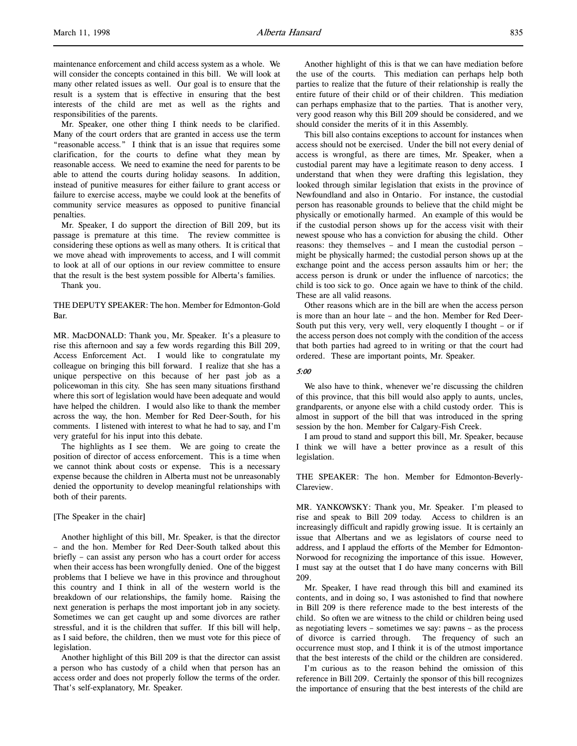maintenance enforcement and child access system as a whole. We will consider the concepts contained in this bill. We will look at many other related issues as well. Our goal is to ensure that the result is a system that is effective in ensuring that the best interests of the child are met as well as the rights and responsibilities of the parents.

Mr. Speaker, one other thing I think needs to be clarified. Many of the court orders that are granted in access use the term "reasonable access." I think that is an issue that requires some clarification, for the courts to define what they mean by reasonable access. We need to examine the need for parents to be able to attend the courts during holiday seasons. In addition, instead of punitive measures for either failure to grant access or failure to exercise access, maybe we could look at the benefits of community service measures as opposed to punitive financial penalties.

Mr. Speaker, I do support the direction of Bill 209, but its passage is premature at this time. The review committee is considering these options as well as many others. It is critical that we move ahead with improvements to access, and I will commit to look at all of our options in our review committee to ensure that the result is the best system possible for Alberta's families.

Thank you.

THE DEPUTY SPEAKER: The hon. Member for Edmonton-Gold Bar.

MR. MacDONALD: Thank you, Mr. Speaker. It's a pleasure to rise this afternoon and say a few words regarding this Bill 209, Access Enforcement Act. I would like to congratulate my colleague on bringing this bill forward. I realize that she has a unique perspective on this because of her past job as a policewoman in this city. She has seen many situations firsthand where this sort of legislation would have been adequate and would have helped the children. I would also like to thank the member across the way, the hon. Member for Red Deer-South, for his comments. I listened with interest to what he had to say, and I'm very grateful for his input into this debate.

The highlights as I see them. We are going to create the position of director of access enforcement. This is a time when we cannot think about costs or expense. This is a necessary expense because the children in Alberta must not be unreasonably denied the opportunity to develop meaningful relationships with both of their parents.

[The Speaker in the chair]

Another highlight of this bill, Mr. Speaker, is that the director – and the hon. Member for Red Deer-South talked about this briefly – can assist any person who has a court order for access when their access has been wrongfully denied. One of the biggest problems that I believe we have in this province and throughout this country and I think in all of the western world is the breakdown of our relationships, the family home. Raising the next generation is perhaps the most important job in any society. Sometimes we can get caught up and some divorces are rather stressful, and it is the children that suffer. If this bill will help, as I said before, the children, then we must vote for this piece of legislation.

Another highlight of this Bill 209 is that the director can assist a person who has custody of a child when that person has an access order and does not properly follow the terms of the order. That's self-explanatory, Mr. Speaker.

Another highlight of this is that we can have mediation before the use of the courts. This mediation can perhaps help both parties to realize that the future of their relationship is really the entire future of their child or of their children. This mediation can perhaps emphasize that to the parties. That is another very, very good reason why this Bill 209 should be considered, and we should consider the merits of it in this Assembly.

This bill also contains exceptions to account for instances when access should not be exercised. Under the bill not every denial of access is wrongful, as there are times, Mr. Speaker, when a custodial parent may have a legitimate reason to deny access. I understand that when they were drafting this legislation, they looked through similar legislation that exists in the province of Newfoundland and also in Ontario. For instance, the custodial person has reasonable grounds to believe that the child might be physically or emotionally harmed. An example of this would be if the custodial person shows up for the access visit with their newest spouse who has a conviction for abusing the child. Other reasons: they themselves – and I mean the custodial person – might be physically harmed; the custodial person shows up at the exchange point and the access person assaults him or her; the access person is drunk or under the influence of narcotics; the child is too sick to go. Once again we have to think of the child. These are all valid reasons.

Other reasons which are in the bill are when the access person is more than an hour late – and the hon. Member for Red Deer-South put this very, very well, very eloquently I thought – or if the access person does not comply with the condition of the access that both parties had agreed to in writing or that the court had ordered. These are important points, Mr. Speaker.

*5:00*

We also have to think, whenever we're discussing the children of this province, that this bill would also apply to aunts, uncles, grandparents, or anyone else with a child custody order. This is almost in support of the bill that was introduced in the spring session by the hon. Member for Calgary-Fish Creek.

I am proud to stand and support this bill, Mr. Speaker, because I think we will have a better province as a result of this legislation.

THE SPEAKER: The hon. Member for Edmonton-Beverly-Clareview.

MR. YANKOWSKY: Thank you, Mr. Speaker. I'm pleased to rise and speak to Bill 209 today. Access to children is an increasingly difficult and rapidly growing issue. It is certainly an issue that Albertans and we as legislators of course need to address, and I applaud the efforts of the Member for Edmonton-Norwood for recognizing the importance of this issue. However, I must say at the outset that I do have many concerns with Bill 209.

Mr. Speaker, I have read through this bill and examined its contents, and in doing so, I was astonished to find that nowhere in Bill 209 is there reference made to the best interests of the child. So often we are witness to the child or children being used as negotiating levers – sometimes we say: pawns – as the process of divorce is carried through. The frequency of such an occurrence must stop, and I think it is of the utmost importance that the best interests of the child or the children are considered.

I'm curious as to the reason behind the omission of this reference in Bill 209. Certainly the sponsor of this bill recognizes the importance of ensuring that the best interests of the child are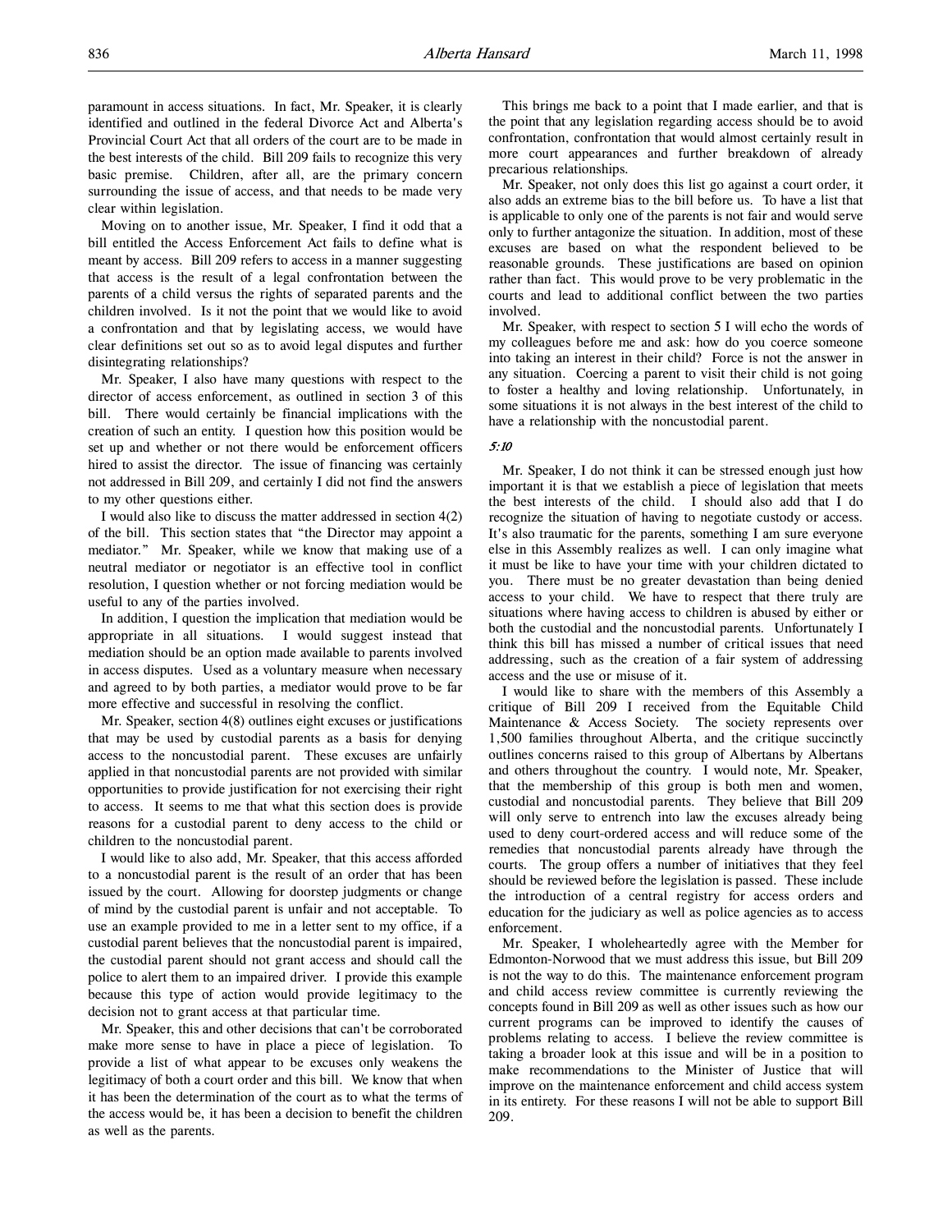paramount in access situations. In fact, Mr. Speaker, it is clearly identified and outlined in the federal Divorce Act and Alberta's Provincial Court Act that all orders of the court are to be made in the best interests of the child. Bill 209 fails to recognize this very basic premise. Children, after all, are the primary concern surrounding the issue of access, and that needs to be made very clear within legislation.

Moving on to another issue, Mr. Speaker, I find it odd that a bill entitled the Access Enforcement Act fails to define what is meant by access. Bill 209 refers to access in a manner suggesting that access is the result of a legal confrontation between the parents of a child versus the rights of separated parents and the children involved. Is it not the point that we would like to avoid a confrontation and that by legislating access, we would have clear definitions set out so as to avoid legal disputes and further disintegrating relationships?

Mr. Speaker, I also have many questions with respect to the director of access enforcement, as outlined in section 3 of this bill. There would certainly be financial implications with the creation of such an entity. I question how this position would be set up and whether or not there would be enforcement officers hired to assist the director. The issue of financing was certainly not addressed in Bill 209, and certainly I did not find the answers to my other questions either.

I would also like to discuss the matter addressed in section 4(2) of the bill. This section states that "the Director may appoint a mediator." Mr. Speaker, while we know that making use of a neutral mediator or negotiator is an effective tool in conflict resolution, I question whether or not forcing mediation would be useful to any of the parties involved.

In addition, I question the implication that mediation would be appropriate in all situations. I would suggest instead that mediation should be an option made available to parents involved in access disputes. Used as a voluntary measure when necessary and agreed to by both parties, a mediator would prove to be far more effective and successful in resolving the conflict.

Mr. Speaker, section 4(8) outlines eight excuses or justifications that may be used by custodial parents as a basis for denying access to the noncustodial parent. These excuses are unfairly applied in that noncustodial parents are not provided with similar opportunities to provide justification for not exercising their right to access. It seems to me that what this section does is provide reasons for a custodial parent to deny access to the child or children to the noncustodial parent.

I would like to also add, Mr. Speaker, that this access afforded to a noncustodial parent is the result of an order that has been issued by the court. Allowing for doorstep judgments or change of mind by the custodial parent is unfair and not acceptable. To use an example provided to me in a letter sent to my office, if a custodial parent believes that the noncustodial parent is impaired, the custodial parent should not grant access and should call the police to alert them to an impaired driver. I provide this example because this type of action would provide legitimacy to the decision not to grant access at that particular time.

Mr. Speaker, this and other decisions that can't be corroborated make more sense to have in place a piece of legislation. To provide a list of what appear to be excuses only weakens the legitimacy of both a court order and this bill. We know that when it has been the determination of the court as to what the terms of the access would be, it has been a decision to benefit the children as well as the parents.

This brings me back to a point that I made earlier, and that is the point that any legislation regarding access should be to avoid confrontation, confrontation that would almost certainly result in more court appearances and further breakdown of already precarious relationships.

Mr. Speaker, not only does this list go against a court order, it also adds an extreme bias to the bill before us. To have a list that is applicable to only one of the parents is not fair and would serve only to further antagonize the situation. In addition, most of these excuses are based on what the respondent believed to be reasonable grounds. These justifications are based on opinion rather than fact. This would prove to be very problematic in the courts and lead to additional conflict between the two parties involved.

Mr. Speaker, with respect to section 5 I will echo the words of my colleagues before me and ask: how do you coerce someone into taking an interest in their child? Force is not the answer in any situation. Coercing a parent to visit their child is not going to foster a healthy and loving relationship. Unfortunately, in some situations it is not always in the best interest of the child to have a relationship with the noncustodial parent.

*5:10*

Mr. Speaker, I do not think it can be stressed enough just how important it is that we establish a piece of legislation that meets the best interests of the child. I should also add that I do recognize the situation of having to negotiate custody or access. It's also traumatic for the parents, something I am sure everyone else in this Assembly realizes as well. I can only imagine what it must be like to have your time with your children dictated to you. There must be no greater devastation than being denied access to your child. We have to respect that there truly are situations where having access to children is abused by either or both the custodial and the noncustodial parents. Unfortunately I think this bill has missed a number of critical issues that need addressing, such as the creation of a fair system of addressing access and the use or misuse of it.

I would like to share with the members of this Assembly a critique of Bill 209 I received from the Equitable Child Maintenance & Access Society. The society represents over 1,500 families throughout Alberta, and the critique succinctly outlines concerns raised to this group of Albertans by Albertans and others throughout the country. I would note, Mr. Speaker, that the membership of this group is both men and women, custodial and noncustodial parents. They believe that Bill 209 will only serve to entrench into law the excuses already being used to deny court-ordered access and will reduce some of the remedies that noncustodial parents already have through the courts. The group offers a number of initiatives that they feel should be reviewed before the legislation is passed. These include the introduction of a central registry for access orders and education for the judiciary as well as police agencies as to access enforcement.

Mr. Speaker, I wholeheartedly agree with the Member for Edmonton-Norwood that we must address this issue, but Bill 209 is not the way to do this. The maintenance enforcement program and child access review committee is currently reviewing the concepts found in Bill 209 as well as other issues such as how our current programs can be improved to identify the causes of problems relating to access. I believe the review committee is taking a broader look at this issue and will be in a position to make recommendations to the Minister of Justice that will improve on the maintenance enforcement and child access system in its entirety. For these reasons I will not be able to support Bill 209.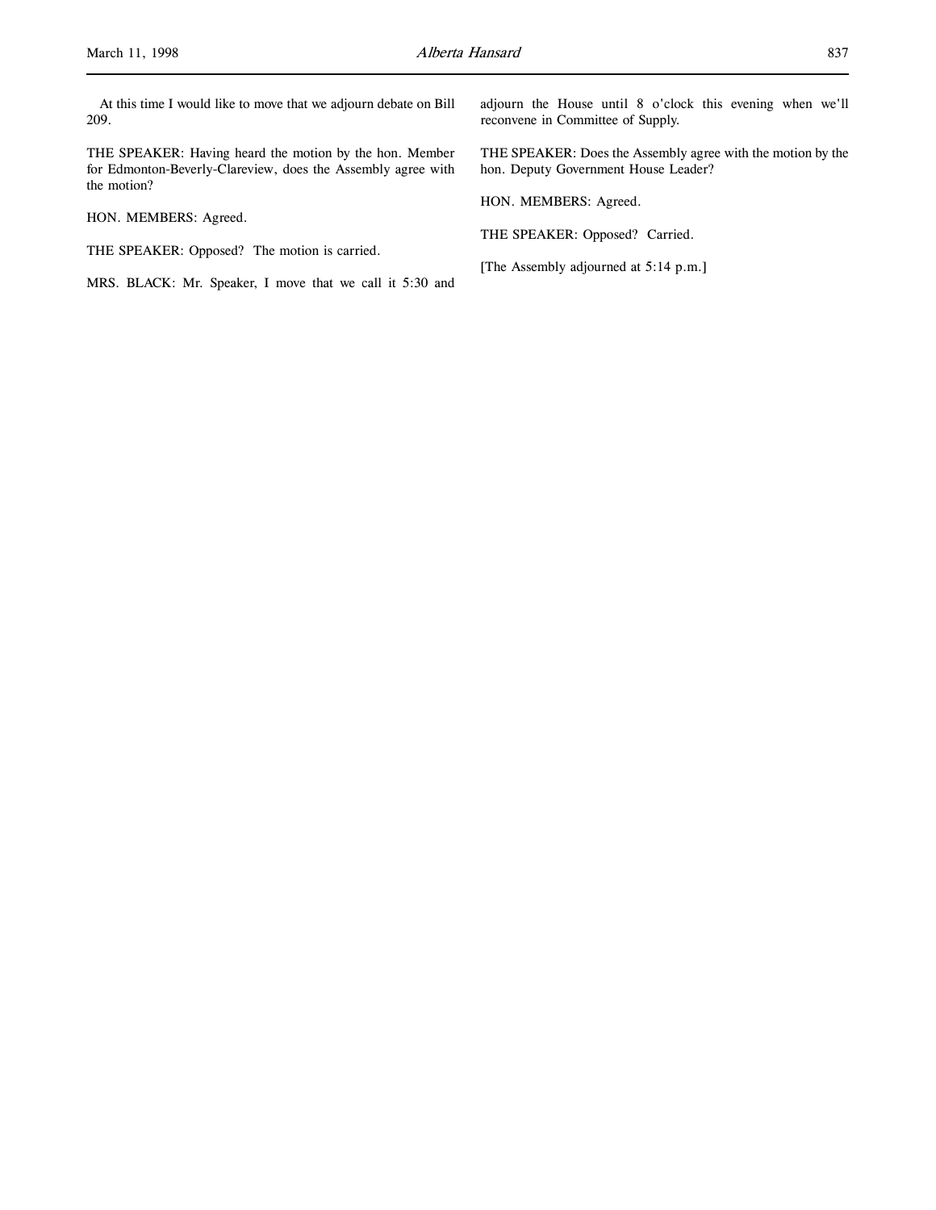At this time I would like to move that we adjourn debate on Bill 209.

THE SPEAKER: Having heard the motion by the hon. Member for Edmonton-Beverly-Clareview, does the Assembly agree with the motion?

HON. MEMBERS: Agreed.

THE SPEAKER: Opposed? The motion is carried.

MRS. BLACK: Mr. Speaker, I move that we call it 5:30 and adjourn the House until 8 o'clock this evening when we'll reconvene in Committee of Supply.

THE SPEAKER: Does the Assembly agree with the motion by the hon. Deputy Government House Leader?

HON. MEMBERS: Agreed.

THE SPEAKER: Opposed? Carried.

[The Assembly adjourned at 5:14 p.m.]